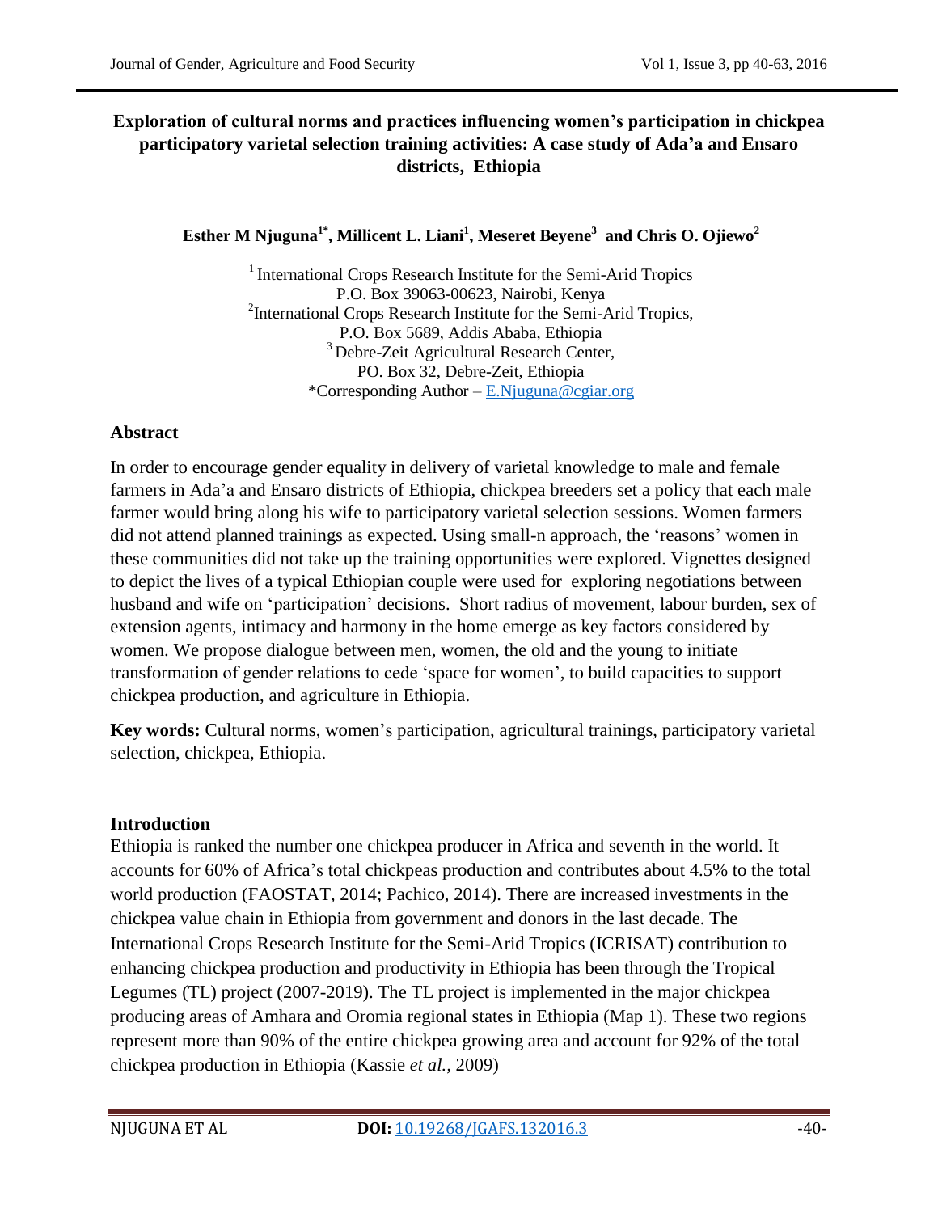# Exploration of cultural norms and practices influencing women's participation in chickpea participatory varietal selection training activities: A case study of Ada'a and Ensaro districts, Ethiopia

**Esther M Njuguna[1*], Millicent L. Liani[1], Meseret Beyene[3] and Chris O. Ojiewo[2]**

[1] International Crops Research Institute for the Semi-Arid Tropics
P.O. Box 39063-00623, Nairobi, Kenya
[2] International Crops Research Institute for the Semi-Arid Tropics,
P.O. Box 5689, Addis Ababa, Ethiopia
[3] Debre-Zeit Agricultural Research Center,
PO. Box 32, Debre-Zeit, Ethiopia
*Corresponding Author – E.Njuguna@cgiar.org

## Abstract

In order to encourage gender equality in delivery of varietal knowledge to male and female farmers in Ada'a and Ensaro districts of Ethiopia, chickpea breeders set a policy that each male farmer would bring along his wife to participatory varietal selection sessions. Women farmers did not attend planned trainings as expected. Using small-n approach, the 'reasons' women in these communities did not take up the training opportunities were explored. Vignettes designed to depict the lives of a typical Ethiopian couple were used for exploring negotiations between husband and wife on 'participation' decisions. Short radius of movement, labour burden, sex of extension agents, intimacy and harmony in the home emerge as key factors considered by women. We propose dialogue between men, women, the old and the young to initiate transformation of gender relations to cede 'space for women', to build capacities to support chickpea production, and agriculture in Ethiopia.

**Key words:** Cultural norms, women's participation, agricultural trainings, participatory varietal selection, chickpea, Ethiopia.

## Introduction

Ethiopia is ranked the number one chickpea producer in Africa and seventh in the world. It accounts for 60% of Africa's total chickpeas production and contributes about 4.5% to the total world production (FAOSTAT, 2014; Pachico, 2014). There are increased investments in the chickpea value chain in Ethiopia from government and donors in the last decade. The International Crops Research Institute for the Semi-Arid Tropics (ICRISAT) contribution to enhancing chickpea production and productivity in Ethiopia has been through the Tropical Legumes (TL) project (2007-2019). The TL project is implemented in the major chickpea producing areas of Amhara and Oromia regional states in Ethiopia (Map 1). These two regions represent more than 90% of the entire chickpea growing area and account for 92% of the total chickpea production in Ethiopia (Kassie *et al.,* 2009)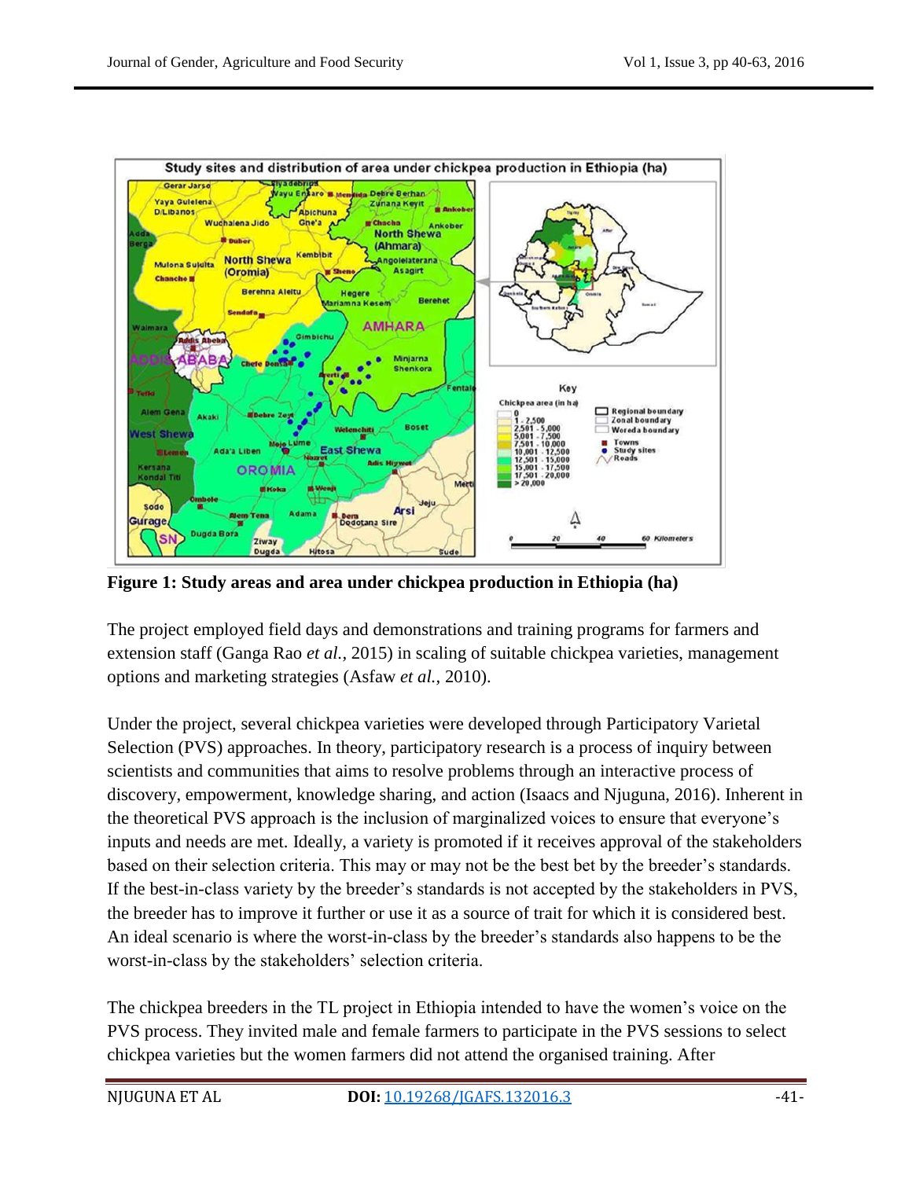**Figure 1: Study areas and area under chickpea production in Ethiopia (ha)**

The project employed field days and demonstrations and training programs for farmers and extension staff (Ganga Rao *et al.,* 2015) in scaling of suitable chickpea varieties, management options and marketing strategies (Asfaw *et al.,* 2010).

Under the project, several chickpea varieties were developed through Participatory Varietal Selection (PVS) approaches. In theory, participatory research is a process of inquiry between scientists and communities that aims to resolve problems through an interactive process of discovery, empowerment, knowledge sharing, and action (Isaacs and Njuguna, 2016). Inherent in the theoretical PVS approach is the inclusion of marginalized voices to ensure that everyone's inputs and needs are met. Ideally, a variety is promoted if it receives approval of the stakeholders based on their selection criteria. This may or may not be the best bet by the breeder's standards. If the best-in-class variety by the breeder's standards is not accepted by the stakeholders in PVS, the breeder has to improve it further or use it as a source of trait for which it is considered best. An ideal scenario is where the worst-in-class by the breeder's standards also happens to be the worst-in-class by the stakeholders' selection criteria.

The chickpea breeders in the TL project in Ethiopia intended to have the women's voice on the PVS process. They invited male and female farmers to participate in the PVS sessions to select chickpea varieties but the women farmers did not attend the organised training. After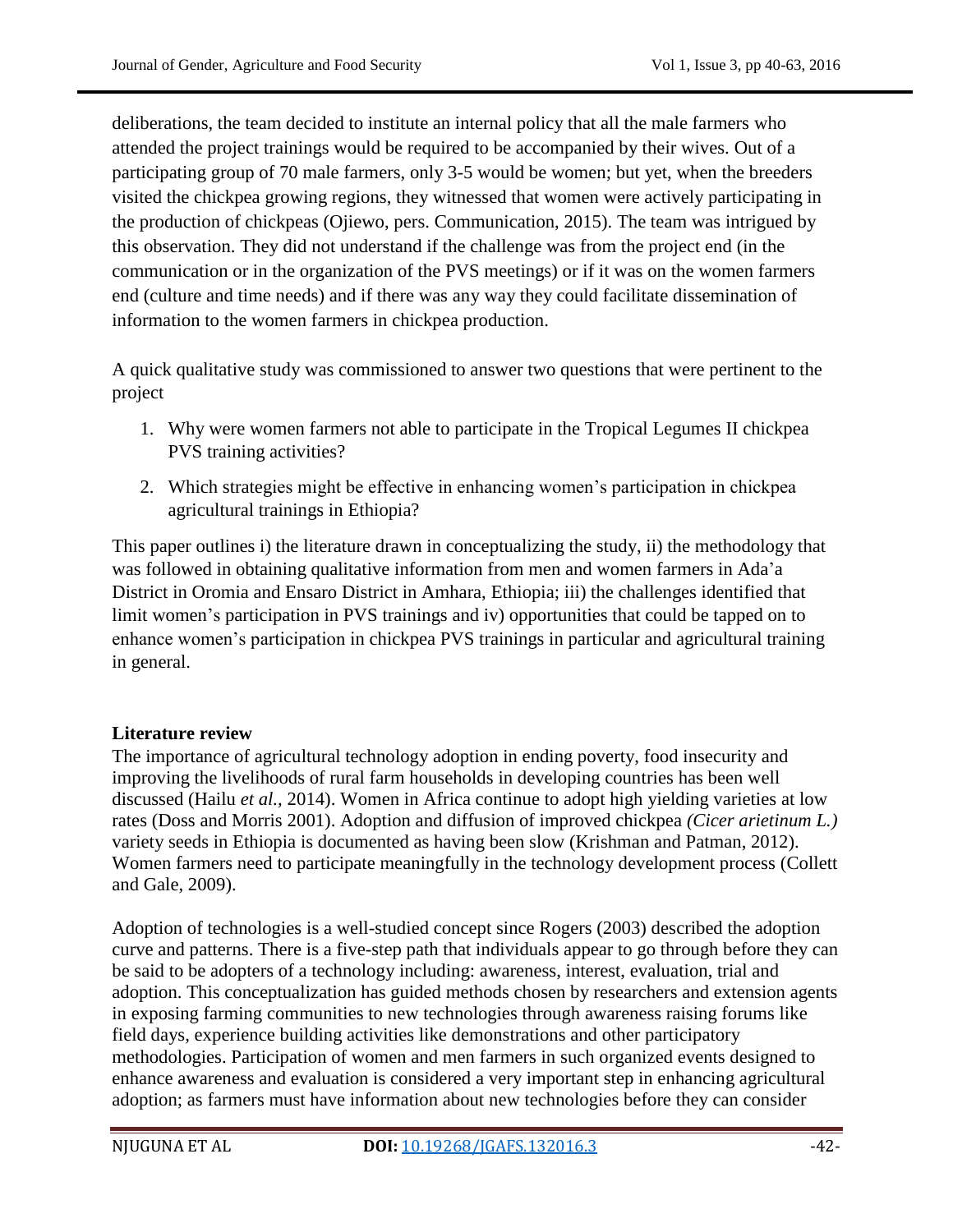deliberations, the team decided to institute an internal policy that all the male farmers who attended the project trainings would be required to be accompanied by their wives. Out of a participating group of 70 male farmers, only 3-5 would be women; but yet, when the breeders visited the chickpea growing regions, they witnessed that women were actively participating in the production of chickpeas (Ojiewo, pers. Communication, 2015). The team was intrigued by this observation. They did not understand if the challenge was from the project end (in the communication or in the organization of the PVS meetings) or if it was on the women farmers end (culture and time needs) and if there was any way they could facilitate dissemination of information to the women farmers in chickpea production.

A quick qualitative study was commissioned to answer two questions that were pertinent to the project

1. Why were women farmers not able to participate in the Tropical Legumes II chickpea PVS training activities?
2. Which strategies might be effective in enhancing women's participation in chickpea agricultural trainings in Ethiopia?

This paper outlines i) the literature drawn in conceptualizing the study, ii) the methodology that was followed in obtaining qualitative information from men and women farmers in Ada'a District in Oromia and Ensaro District in Amhara, Ethiopia; iii) the challenges identified that limit women's participation in PVS trainings and iv) opportunities that could be tapped on to enhance women's participation in chickpea PVS trainings in particular and agricultural training in general.

**Literature review**

The importance of agricultural technology adoption in ending poverty, food insecurity and improving the livelihoods of rural farm households in developing countries has been well discussed (Hailu *et al.*, 2014). Women in Africa continue to adopt high yielding varieties at low rates (Doss and Morris 2001). Adoption and diffusion of improved chickpea *(Cicer arietinum L.)* variety seeds in Ethiopia is documented as having been slow (Krishman and Patman, 2012). Women farmers need to participate meaningfully in the technology development process (Collett and Gale, 2009).

Adoption of technologies is a well-studied concept since Rogers (2003) described the adoption curve and patterns. There is a five-step path that individuals appear to go through before they can be said to be adopters of a technology including: awareness, interest, evaluation, trial and adoption. This conceptualization has guided methods chosen by researchers and extension agents in exposing farming communities to new technologies through awareness raising forums like field days, experience building activities like demonstrations and other participatory methodologies. Participation of women and men farmers in such organized events designed to enhance awareness and evaluation is considered a very important step in enhancing agricultural adoption; as farmers must have information about new technologies before they can consider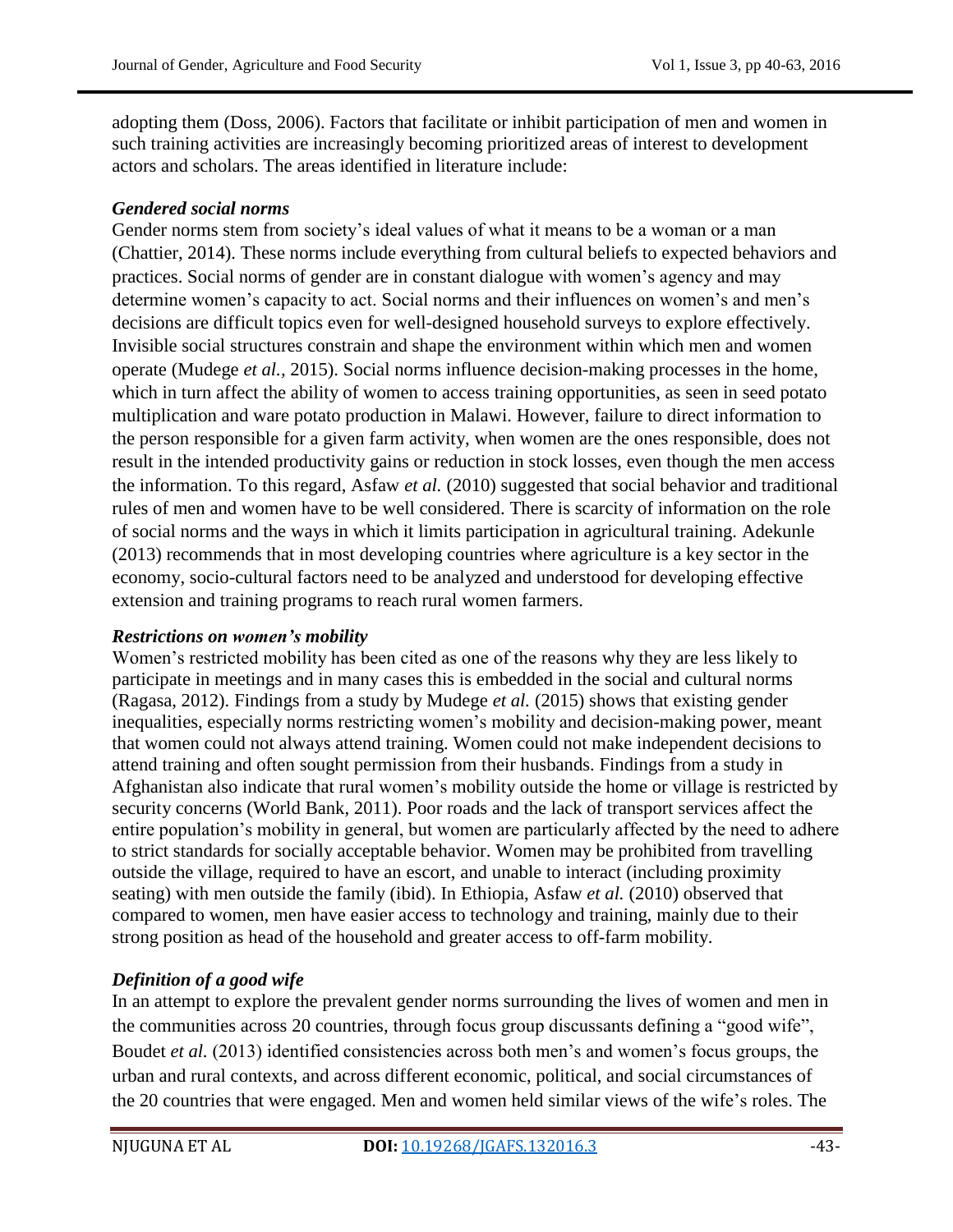adopting them (Doss, 2006). Factors that facilitate or inhibit participation of men and women in such training activities are increasingly becoming prioritized areas of interest to development actors and scholars. The areas identified in literature include:

***Gendered social norms***

Gender norms stem from society's ideal values of what it means to be a woman or a man (Chattier, 2014). These norms include everything from cultural beliefs to expected behaviors and practices. Social norms of gender are in constant dialogue with women's agency and may determine women's capacity to act. Social norms and their influences on women's and men's decisions are difficult topics even for well-designed household surveys to explore effectively. Invisible social structures constrain and shape the environment within which men and women operate (Mudege *et al.,* 2015). Social norms influence decision-making processes in the home, which in turn affect the ability of women to access training opportunities, as seen in seed potato multiplication and ware potato production in Malawi. However, failure to direct information to the person responsible for a given farm activity, when women are the ones responsible, does not result in the intended productivity gains or reduction in stock losses, even though the men access the information. To this regard, Asfaw *et al.* (2010) suggested that social behavior and traditional rules of men and women have to be well considered. There is scarcity of information on the role of social norms and the ways in which it limits participation in agricultural training. Adekunle (2013) recommends that in most developing countries where agriculture is a key sector in the economy, socio-cultural factors need to be analyzed and understood for developing effective extension and training programs to reach rural women farmers.

***Restrictions on women's mobility***

Women's restricted mobility has been cited as one of the reasons why they are less likely to participate in meetings and in many cases this is embedded in the social and cultural norms (Ragasa, 2012). Findings from a study by Mudege *et al.* (2015) shows that existing gender inequalities, especially norms restricting women's mobility and decision-making power, meant that women could not always attend training. Women could not make independent decisions to attend training and often sought permission from their husbands. Findings from a study in Afghanistan also indicate that rural women's mobility outside the home or village is restricted by security concerns (World Bank, 2011). Poor roads and the lack of transport services affect the entire population's mobility in general, but women are particularly affected by the need to adhere to strict standards for socially acceptable behavior. Women may be prohibited from travelling outside the village, required to have an escort, and unable to interact (including proximity seating) with men outside the family (ibid). In Ethiopia, Asfaw *et al.* (2010) observed that compared to women, men have easier access to technology and training, mainly due to their strong position as head of the household and greater access to off-farm mobility.

***Definition of a good wife***

In an attempt to explore the prevalent gender norms surrounding the lives of women and men in the communities across 20 countries, through focus group discussants defining a "good wife", Boudet *et al.* (2013) identified consistencies across both men's and women's focus groups, the urban and rural contexts, and across different economic, political, and social circumstances of the 20 countries that were engaged. Men and women held similar views of the wife's roles. The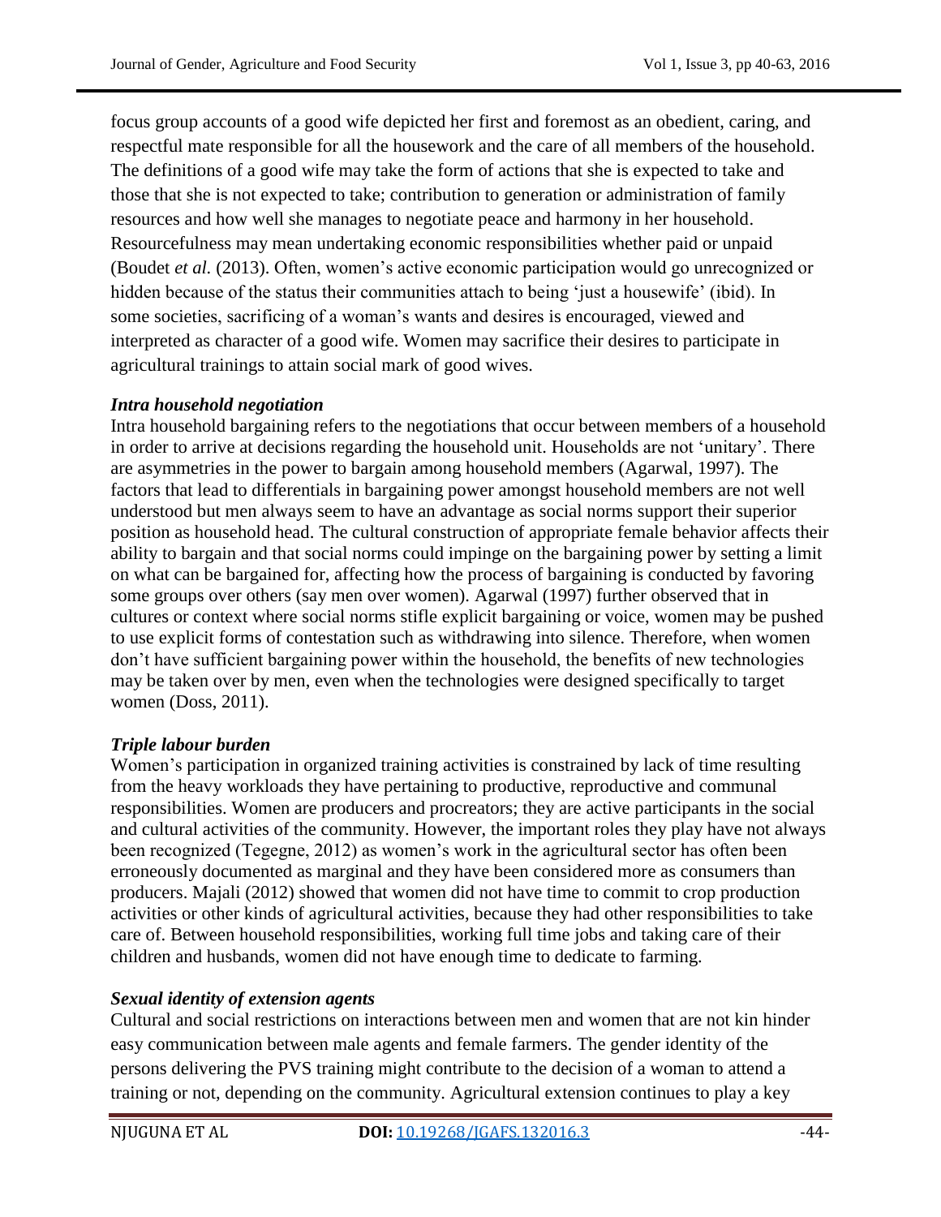focus group accounts of a good wife depicted her first and foremost as an obedient, caring, and respectful mate responsible for all the housework and the care of all members of the household. The definitions of a good wife may take the form of actions that she is expected to take and those that she is not expected to take; contribution to generation or administration of family resources and how well she manages to negotiate peace and harmony in her household. Resourcefulness may mean undertaking economic responsibilities whether paid or unpaid (Boudet *et al.* (2013). Often, women's active economic participation would go unrecognized or hidden because of the status their communities attach to being 'just a housewife' (ibid). In some societies, sacrificing of a woman's wants and desires is encouraged, viewed and interpreted as character of a good wife. Women may sacrifice their desires to participate in agricultural trainings to attain social mark of good wives.

### *Intra household negotiation*

Intra household bargaining refers to the negotiations that occur between members of a household in order to arrive at decisions regarding the household unit. Households are not 'unitary'. There are asymmetries in the power to bargain among household members (Agarwal, 1997). The factors that lead to differentials in bargaining power amongst household members are not well understood but men always seem to have an advantage as social norms support their superior position as household head. The cultural construction of appropriate female behavior affects their ability to bargain and that social norms could impinge on the bargaining power by setting a limit on what can be bargained for, affecting how the process of bargaining is conducted by favoring some groups over others (say men over women). Agarwal (1997) further observed that in cultures or context where social norms stifle explicit bargaining or voice, women may be pushed to use explicit forms of contestation such as withdrawing into silence. Therefore, when women don't have sufficient bargaining power within the household, the benefits of new technologies may be taken over by men, even when the technologies were designed specifically to target women (Doss, 2011).

### *Triple labour burden*

Women's participation in organized training activities is constrained by lack of time resulting from the heavy workloads they have pertaining to productive, reproductive and communal responsibilities. Women are producers and procreators; they are active participants in the social and cultural activities of the community. However, the important roles they play have not always been recognized (Tegegne, 2012) as women's work in the agricultural sector has often been erroneously documented as marginal and they have been considered more as consumers than producers. Majali (2012) showed that women did not have time to commit to crop production activities or other kinds of agricultural activities, because they had other responsibilities to take care of. Between household responsibilities, working full time jobs and taking care of their children and husbands, women did not have enough time to dedicate to farming.

### *Sexual identity of extension agents*

Cultural and social restrictions on interactions between men and women that are not kin hinder easy communication between male agents and female farmers. The gender identity of the persons delivering the PVS training might contribute to the decision of a woman to attend a training or not, depending on the community. Agricultural extension continues to play a key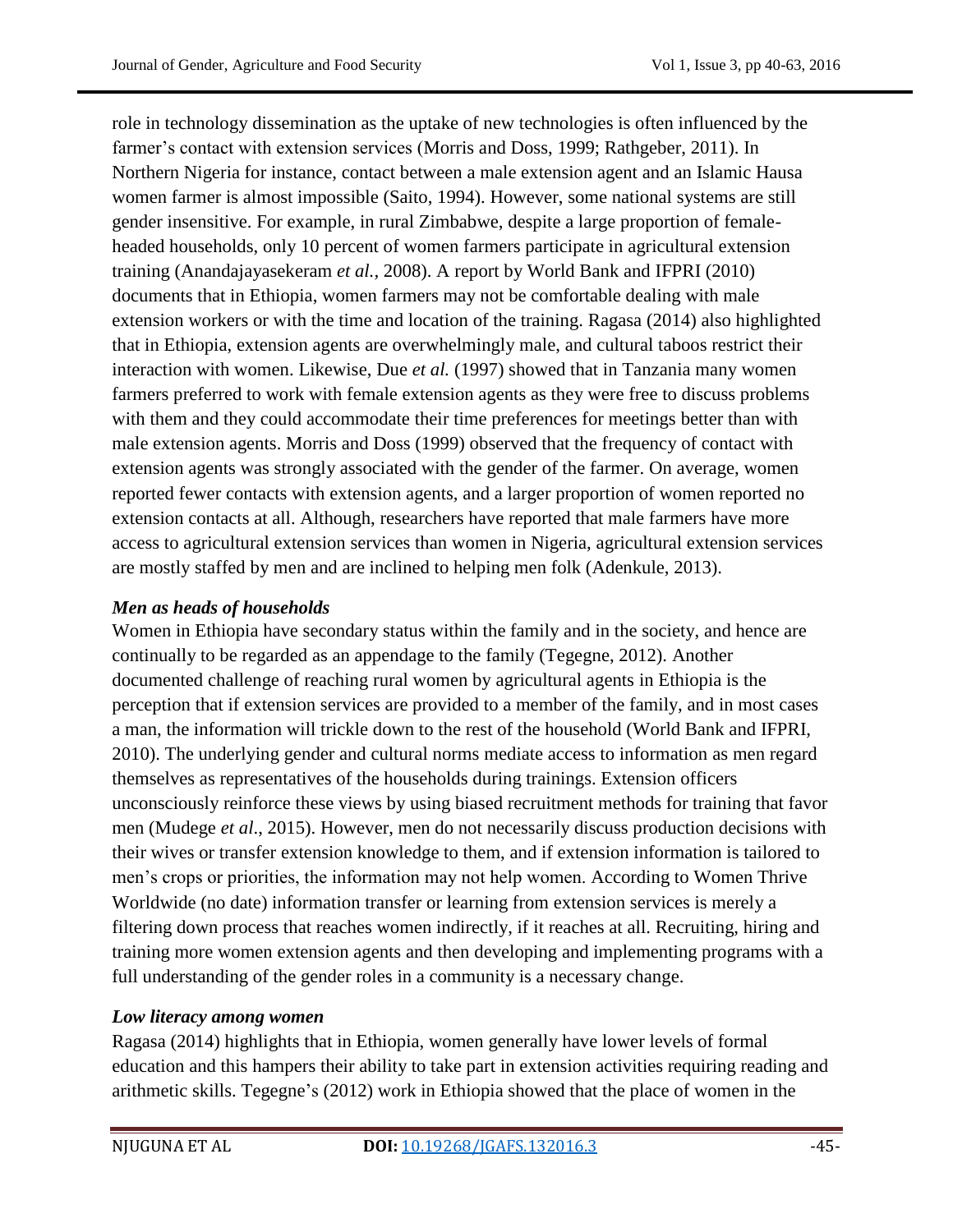role in technology dissemination as the uptake of new technologies is often influenced by the farmer's contact with extension services (Morris and Doss, 1999; Rathgeber, 2011). In Northern Nigeria for instance, contact between a male extension agent and an Islamic Hausa women farmer is almost impossible (Saito, 1994). However, some national systems are still gender insensitive. For example, in rural Zimbabwe, despite a large proportion of female-headed households, only 10 percent of women farmers participate in agricultural extension training (Anandajayasekeram *et al.*, 2008). A report by World Bank and IFPRI (2010) documents that in Ethiopia, women farmers may not be comfortable dealing with male extension workers or with the time and location of the training. Ragasa (2014) also highlighted that in Ethiopia, extension agents are overwhelmingly male, and cultural taboos restrict their interaction with women. Likewise, Due *et al.* (1997) showed that in Tanzania many women farmers preferred to work with female extension agents as they were free to discuss problems with them and they could accommodate their time preferences for meetings better than with male extension agents. Morris and Doss (1999) observed that the frequency of contact with extension agents was strongly associated with the gender of the farmer. On average, women reported fewer contacts with extension agents, and a larger proportion of women reported no extension contacts at all. Although, researchers have reported that male farmers have more access to agricultural extension services than women in Nigeria, agricultural extension services are mostly staffed by men and are inclined to helping men folk (Adenkule, 2013).

### *Men as heads of households*

Women in Ethiopia have secondary status within the family and in the society, and hence are continually to be regarded as an appendage to the family (Tegegne, 2012). Another documented challenge of reaching rural women by agricultural agents in Ethiopia is the perception that if extension services are provided to a member of the family, and in most cases a man, the information will trickle down to the rest of the household (World Bank and IFPRI, 2010). The underlying gender and cultural norms mediate access to information as men regard themselves as representatives of the households during trainings. Extension officers unconsciously reinforce these views by using biased recruitment methods for training that favor men (Mudege *et al*., 2015). However, men do not necessarily discuss production decisions with their wives or transfer extension knowledge to them, and if extension information is tailored to men's crops or priorities, the information may not help women. According to Women Thrive Worldwide (no date) information transfer or learning from extension services is merely a filtering down process that reaches women indirectly, if it reaches at all. Recruiting, hiring and training more women extension agents and then developing and implementing programs with a full understanding of the gender roles in a community is a necessary change.

### *Low literacy among women*

Ragasa (2014) highlights that in Ethiopia, women generally have lower levels of formal education and this hampers their ability to take part in extension activities requiring reading and arithmetic skills. Tegegne's (2012) work in Ethiopia showed that the place of women in the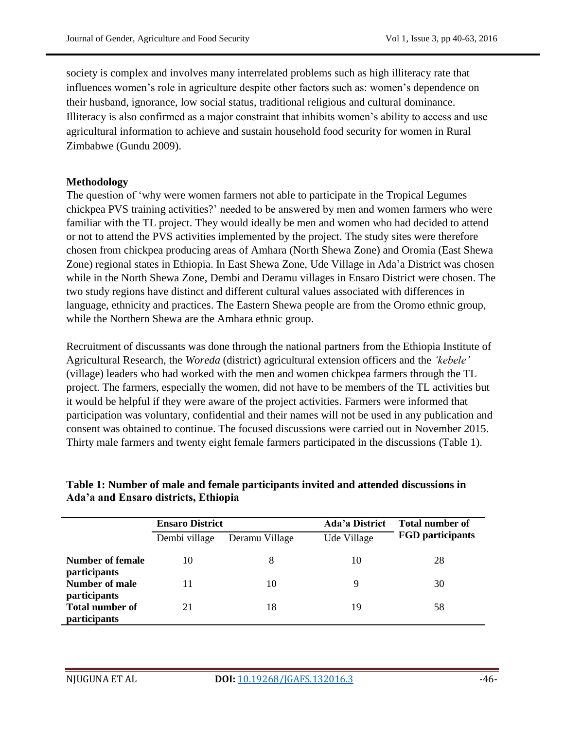society is complex and involves many interrelated problems such as high illiteracy rate that influences women's role in agriculture despite other factors such as: women's dependence on their husband, ignorance, low social status, traditional religious and cultural dominance. Illiteracy is also confirmed as a major constraint that inhibits women's ability to access and use agricultural information to achieve and sustain household food security for women in Rural Zimbabwe (Gundu 2009).

## Methodology

The question of 'why were women farmers not able to participate in the Tropical Legumes chickpea PVS training activities?' needed to be answered by men and women farmers who were familiar with the TL project. They would ideally be men and women who had decided to attend or not to attend the PVS activities implemented by the project. The study sites were therefore chosen from chickpea producing areas of Amhara (North Shewa Zone) and Oromia (East Shewa Zone) regional states in Ethiopia. In East Shewa Zone, Ude Village in Ada'a District was chosen while in the North Shewa Zone, Dembi and Deramu villages in Ensaro District were chosen. The two study regions have distinct and different cultural values associated with differences in language, ethnicity and practices. The Eastern Shewa people are from the Oromo ethnic group, while the Northern Shewa are the Amhara ethnic group.

Recruitment of discussants was done through the national partners from the Ethiopia Institute of Agricultural Research, the *Woreda* (district) agricultural extension officers and the *'kebele'* (village) leaders who had worked with the men and women chickpea farmers through the TL project. The farmers, especially the women, did not have to be members of the TL activities but it would be helpful if they were aware of the project activities. Farmers were informed that participation was voluntary, confidential and their names will not be used in any publication and consent was obtained to continue. The focused discussions were carried out in November 2015. Thirty male farmers and twenty eight female farmers participated in the discussions (Table 1).

**Table 1: Number of male and female participants invited and attended discussions in Ada'a and Ensaro districts, Ethiopia**

| | **Ensaro District** | | **Ada'a District** | **Total number of FGD participants** |
|---|---|---|---|---|
| | Dembi village | Deramu Village | Ude Village | |
| **Number of female participants** | 10 | 8 | 10 | 28 |
| **Number of male participants** | 11 | 10 | 9 | 30 |
| **Total number of participants** | 21 | 18 | 19 | 58 |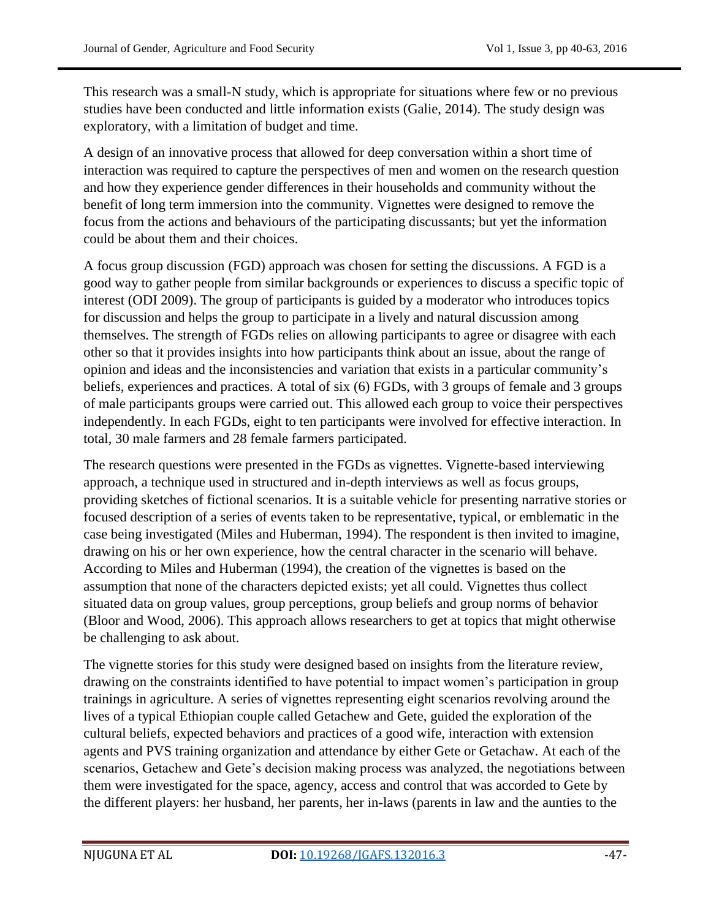This research was a small-N study, which is appropriate for situations where few or no previous studies have been conducted and little information exists (Galie, 2014). The study design was exploratory, with a limitation of budget and time.

A design of an innovative process that allowed for deep conversation within a short time of interaction was required to capture the perspectives of men and women on the research question and how they experience gender differences in their households and community without the benefit of long term immersion into the community. Vignettes were designed to remove the focus from the actions and behaviours of the participating discussants; but yet the information could be about them and their choices.

A focus group discussion (FGD) approach was chosen for setting the discussions. A FGD is a good way to gather people from similar backgrounds or experiences to discuss a specific topic of interest (ODI 2009). The group of participants is guided by a moderator who introduces topics for discussion and helps the group to participate in a lively and natural discussion among themselves. The strength of FGDs relies on allowing participants to agree or disagree with each other so that it provides insights into how participants think about an issue, about the range of opinion and ideas and the inconsistencies and variation that exists in a particular community's beliefs, experiences and practices. A total of six (6) FGDs, with 3 groups of female and 3 groups of male participants groups were carried out. This allowed each group to voice their perspectives independently. In each FGDs, eight to ten participants were involved for effective interaction. In total, 30 male farmers and 28 female farmers participated.

The research questions were presented in the FGDs as vignettes. Vignette-based interviewing approach, a technique used in structured and in-depth interviews as well as focus groups, providing sketches of fictional scenarios. It is a suitable vehicle for presenting narrative stories or focused description of a series of events taken to be representative, typical, or emblematic in the case being investigated (Miles and Huberman, 1994). The respondent is then invited to imagine, drawing on his or her own experience, how the central character in the scenario will behave. According to Miles and Huberman (1994), the creation of the vignettes is based on the assumption that none of the characters depicted exists; yet all could. Vignettes thus collect situated data on group values, group perceptions, group beliefs and group norms of behavior (Bloor and Wood, 2006). This approach allows researchers to get at topics that might otherwise be challenging to ask about.

The vignette stories for this study were designed based on insights from the literature review, drawing on the constraints identified to have potential to impact women's participation in group trainings in agriculture. A series of vignettes representing eight scenarios revolving around the lives of a typical Ethiopian couple called Getachew and Gete, guided the exploration of the cultural beliefs, expected behaviors and practices of a good wife, interaction with extension agents and PVS training organization and attendance by either Gete or Getachaw. At each of the scenarios, Getachew and Gete's decision making process was analyzed, the negotiations between them were investigated for the space, agency, access and control that was accorded to Gete by the different players: her husband, her parents, her in-laws (parents in law and the aunties to the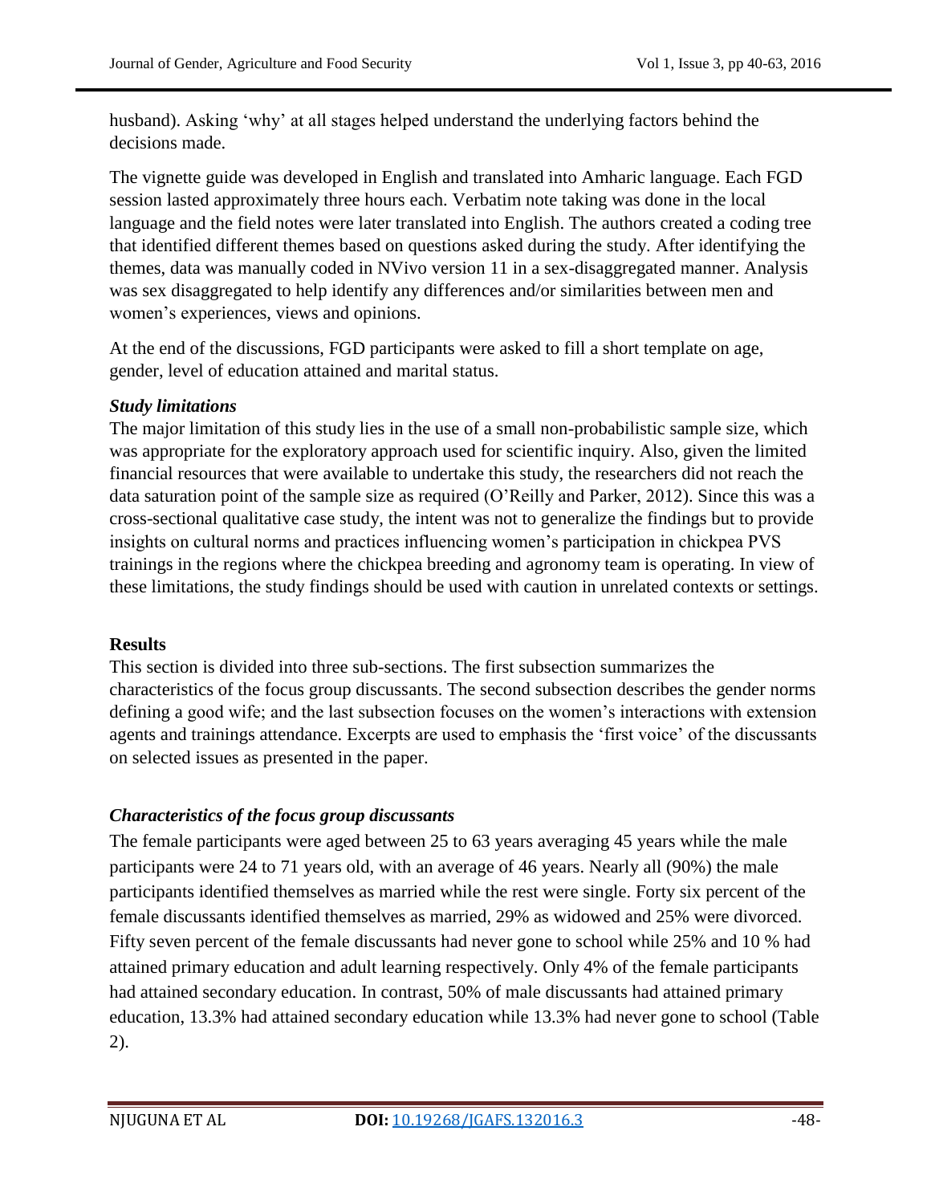husband). Asking 'why' at all stages helped understand the underlying factors behind the decisions made.

The vignette guide was developed in English and translated into Amharic language. Each FGD session lasted approximately three hours each. Verbatim note taking was done in the local language and the field notes were later translated into English. The authors created a coding tree that identified different themes based on questions asked during the study. After identifying the themes, data was manually coded in NVivo version 11 in a sex-disaggregated manner. Analysis was sex disaggregated to help identify any differences and/or similarities between men and women's experiences, views and opinions.

At the end of the discussions, FGD participants were asked to fill a short template on age, gender, level of education attained and marital status.

### *Study limitations*

The major limitation of this study lies in the use of a small non-probabilistic sample size, which was appropriate for the exploratory approach used for scientific inquiry. Also, given the limited financial resources that were available to undertake this study, the researchers did not reach the data saturation point of the sample size as required (O'Reilly and Parker, 2012). Since this was a cross-sectional qualitative case study, the intent was not to generalize the findings but to provide insights on cultural norms and practices influencing women's participation in chickpea PVS trainings in the regions where the chickpea breeding and agronomy team is operating. In view of these limitations, the study findings should be used with caution in unrelated contexts or settings.

## **Results**

This section is divided into three sub-sections. The first subsection summarizes the characteristics of the focus group discussants. The second subsection describes the gender norms defining a good wife; and the last subsection focuses on the women's interactions with extension agents and trainings attendance. Excerpts are used to emphasis the 'first voice' of the discussants on selected issues as presented in the paper.

### *Characteristics of the focus group discussants*

The female participants were aged between 25 to 63 years averaging 45 years while the male participants were 24 to 71 years old, with an average of 46 years. Nearly all (90%) the male participants identified themselves as married while the rest were single. Forty six percent of the female discussants identified themselves as married, 29% as widowed and 25% were divorced. Fifty seven percent of the female discussants had never gone to school while 25% and 10 % had attained primary education and adult learning respectively. Only 4% of the female participants had attained secondary education. In contrast, 50% of male discussants had attained primary education, 13.3% had attained secondary education while 13.3% had never gone to school (Table 2).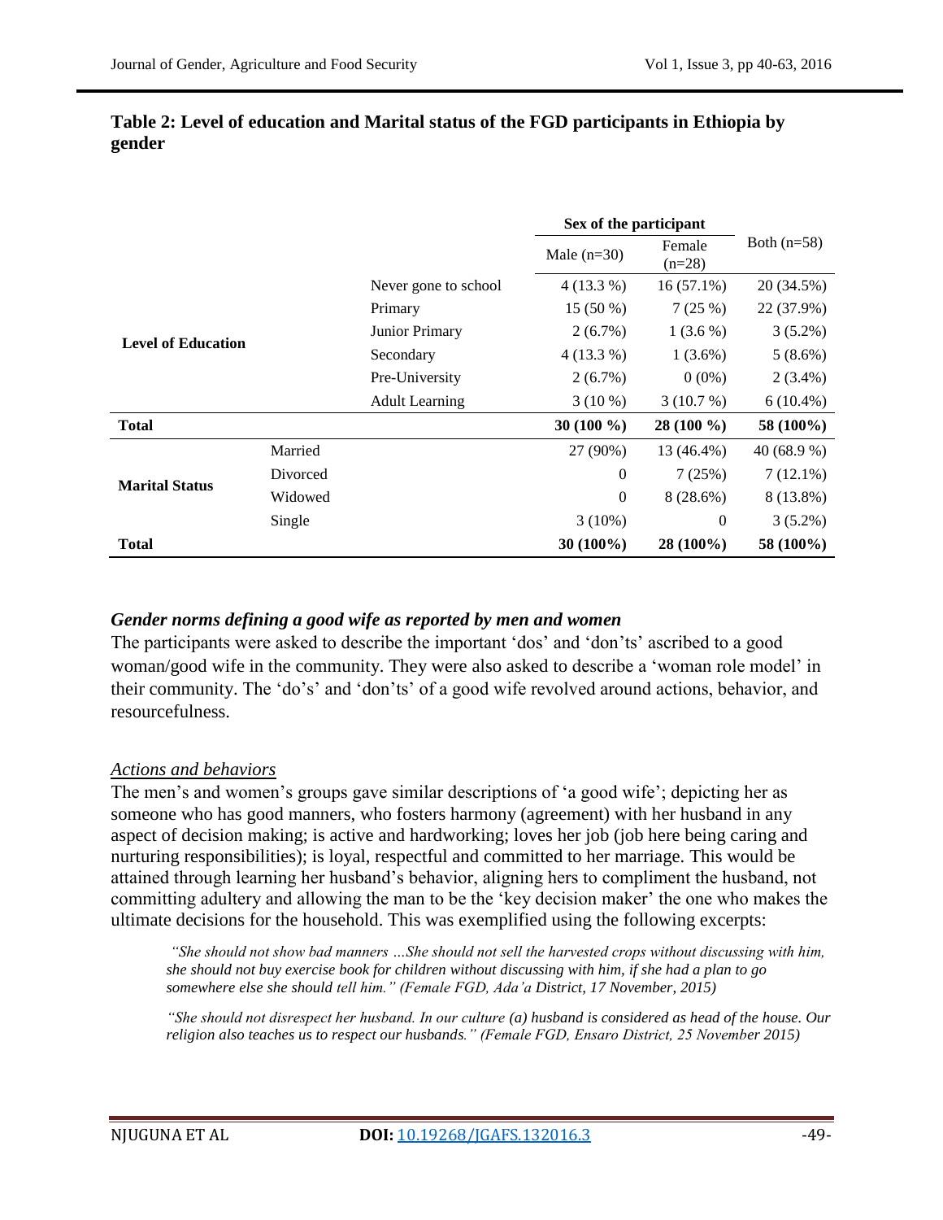**Table 2: Level of education and Marital status of the FGD participants in Ethiopia by gender**

| | | | Sex of the participant | | Both (n=58) |
|---|---|---|---|---|---|
| | | | Male (n=30) | Female (n=28) | |
| Level of Education | | Never gone to school | 4 (13.3 %) | 16 (57.1%) | 20 (34.5%) |
| | | Primary | 15 (50 %) | 7 (25 %) | 22 (37.9%) |
| | | Junior Primary | 2 (6.7%) | 1 (3.6 %) | 3 (5.2%) |
| | | Secondary | 4 (13.3 %) | 1 (3.6%) | 5 (8.6%) |
| | | Pre-University | 2 (6.7%) | 0 (0%) | 2 (3.4%) |
| | | Adult Learning | 3 (10 %) | 3 (10.7 %) | 6 (10.4%) |
| **Total** | | | **30 (100 %)** | **28 (100 %)** | **58 (100%)** |
| Marital Status | Married | | 27 (90%) | 13 (46.4%) | 40 (68.9 %) |
| | Divorced | | 0 | 7 (25%) | 7 (12.1%) |
| | Widowed | | 0 | 8 (28.6%) | 8 (13.8%) |
| | Single | | 3 (10%) | 0 | 3 (5.2%) |
| **Total** | | | **30 (100%)** | **28 (100%)** | **58 (100%)** |

### *Gender norms defining a good wife as reported by men and women*

The participants were asked to describe the important 'dos' and 'don'ts' ascribed to a good woman/good wife in the community. They were also asked to describe a 'woman role model' in their community. The 'do's' and 'don'ts' of a good wife revolved around actions, behavior, and resourcefulness.

#### *Actions and behaviors*

The men's and women's groups gave similar descriptions of 'a good wife'; depicting her as someone who has good manners, who fosters harmony (agreement) with her husband in any aspect of decision making; is active and hardworking; loves her job (job here being caring and nurturing responsibilities); is loyal, respectful and committed to her marriage. This would be attained through learning her husband's behavior, aligning hers to compliment the husband, not committing adultery and allowing the man to be the 'key decision maker' the one who makes the ultimate decisions for the household. This was exemplified using the following excerpts:

> *"She should not show bad manners …She should not sell the harvested crops without discussing with him, she should not buy exercise book for children without discussing with him, if she had a plan to go somewhere else she should tell him." (Female FGD, Ada'a District, 17 November, 2015)*

> *"She should not disrespect her husband. In our culture (a) husband is considered as head of the house. Our religion also teaches us to respect our husbands." (Female FGD, Ensaro District, 25 November 2015)*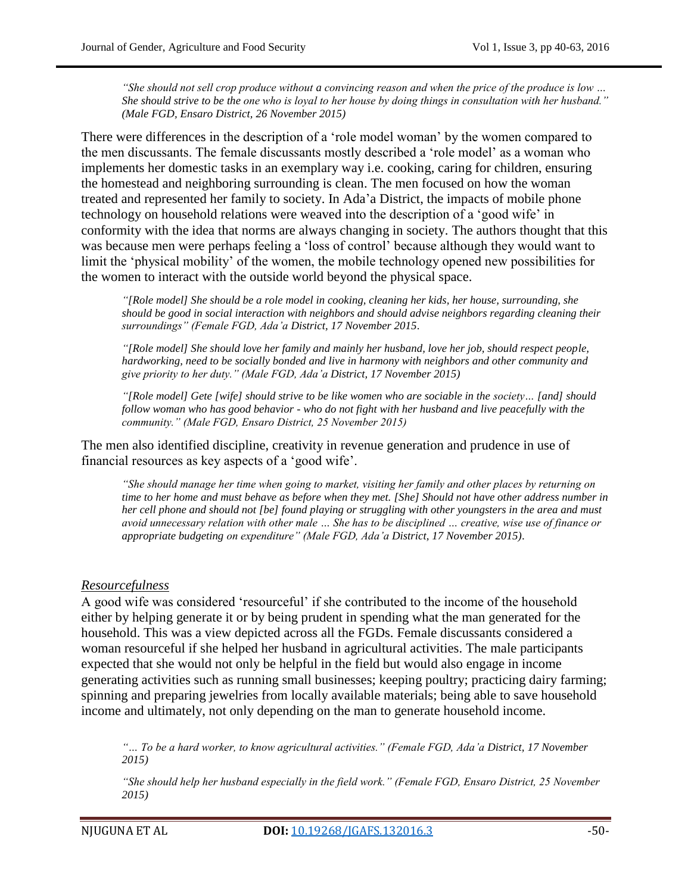*"She should not sell crop produce without a convincing reason and when the price of the produce is low … She should strive to be the one who is loyal to her house by doing things in consultation with her husband." (Male FGD, Ensaro District, 26 November 2015)*

There were differences in the description of a 'role model woman' by the women compared to the men discussants. The female discussants mostly described a 'role model' as a woman who implements her domestic tasks in an exemplary way i.e. cooking, caring for children, ensuring the homestead and neighboring surrounding is clean. The men focused on how the woman treated and represented her family to society. In Ada'a District, the impacts of mobile phone technology on household relations were weaved into the description of a 'good wife' in conformity with the idea that norms are always changing in society. The authors thought that this was because men were perhaps feeling a 'loss of control' because although they would want to limit the 'physical mobility' of the women, the mobile technology opened new possibilities for the women to interact with the outside world beyond the physical space.

*"[Role model] She should be a role model in cooking, cleaning her kids, her house, surrounding, she should be good in social interaction with neighbors and should advise neighbors regarding cleaning their surroundings" (Female FGD, Ada'a District, 17 November 2015.*

*"[Role model] She should love her family and mainly her husband, love her job, should respect people, hardworking, need to be socially bonded and live in harmony with neighbors and other community and give priority to her duty." (Male FGD, Ada'a District, 17 November 2015)*

*"[Role model] Gete [wife] should strive to be like women who are sociable in the society… [and] should follow woman who has good behavior - who do not fight with her husband and live peacefully with the community." (Male FGD, Ensaro District, 25 November 2015)*

The men also identified discipline, creativity in revenue generation and prudence in use of financial resources as key aspects of a 'good wife'.

*"She should manage her time when going to market, visiting her family and other places by returning on time to her home and must behave as before when they met. [She] Should not have other address number in her cell phone and should not [be] found playing or struggling with other youngsters in the area and must avoid unnecessary relation with other male … She has to be disciplined … creative, wise use of finance or appropriate budgeting on expenditure" (Male FGD, Ada'a District, 17 November 2015).*

### *Resourcefulness*

A good wife was considered 'resourceful' if she contributed to the income of the household either by helping generate it or by being prudent in spending what the man generated for the household. This was a view depicted across all the FGDs. Female discussants considered a woman resourceful if she helped her husband in agricultural activities. The male participants expected that she would not only be helpful in the field but would also engage in income generating activities such as running small businesses; keeping poultry; practicing dairy farming; spinning and preparing jewelries from locally available materials; being able to save household income and ultimately, not only depending on the man to generate household income.

*"… To be a hard worker, to know agricultural activities." (Female FGD, Ada'a District, 17 November 2015)*

*"She should help her husband especially in the field work." (Female FGD, Ensaro District, 25 November 2015)*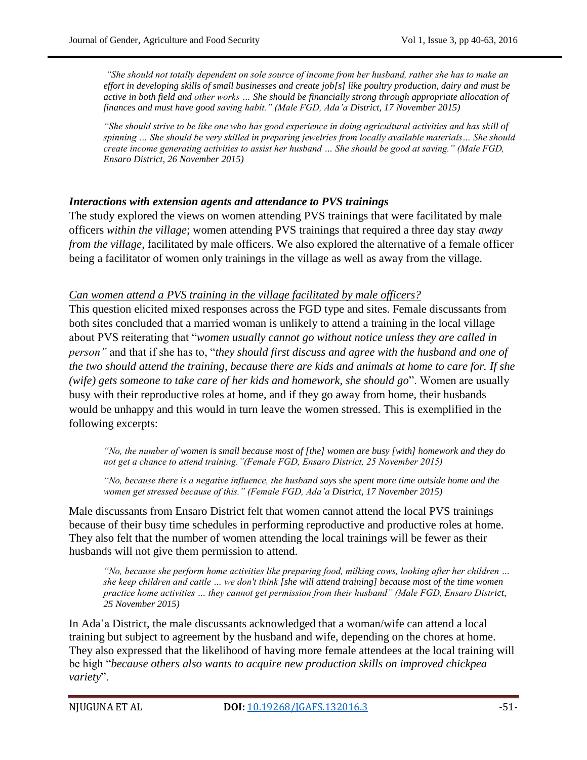*"She should not totally dependent on sole source of income from her husband, rather she has to make an effort in developing skills of small businesses and create job[s] like poultry production, dairy and must be active in both field and other works … She should be financially strong through appropriate allocation of finances and must have good saving habit." (Male FGD, Ada'a District, 17 November 2015)*

*"She should strive to be like one who has good experience in doing agricultural activities and has skill of spinning … She should be very skilled in preparing jewelries from locally available materials… She should create income generating activities to assist her husband … She should be good at saving." (Male FGD, Ensaro District, 26 November 2015)*

### *Interactions with extension agents and attendance to PVS trainings*

The study explored the views on women attending PVS trainings that were facilitated by male officers *within the village*; women attending PVS trainings that required a three day stay *away from the village*, facilitated by male officers. We also explored the alternative of a female officer being a facilitator of women only trainings in the village as well as away from the village.

#### <u>*Can women attend a PVS training in the village facilitated by male officers?*</u>

This question elicited mixed responses across the FGD type and sites. Female discussants from both sites concluded that a married woman is unlikely to attend a training in the local village about PVS reiterating that "*women usually cannot go without notice unless they are called in person"* and that if she has to, "*they should first discuss and agree with the husband and one of the two should attend the training, because there are kids and animals at home to care for. If she (wife) gets someone to take care of her kids and homework, she should go*". Women are usually busy with their reproductive roles at home, and if they go away from home, their husbands would be unhappy and this would in turn leave the women stressed. This is exemplified in the following excerpts:

*"No, the number of women is small because most of [the] women are busy [with] homework and they do not get a chance to attend training."(Female FGD, Ensaro District, 25 November 2015)*

*"No, because there is a negative influence, the husband says she spent more time outside home and the women get stressed because of this." (Female FGD, Ada'a District, 17 November 2015)*

Male discussants from Ensaro District felt that women cannot attend the local PVS trainings because of their busy time schedules in performing reproductive and productive roles at home. They also felt that the number of women attending the local trainings will be fewer as their husbands will not give them permission to attend.

*"No, because she perform home activities like preparing food, milking cows, looking after her children … she keep children and cattle … we don't think [she will attend training] because most of the time women practice home activities … they cannot get permission from their husband" (Male FGD, Ensaro District, 25 November 2015)*

In Ada'a District, the male discussants acknowledged that a woman/wife can attend a local training but subject to agreement by the husband and wife, depending on the chores at home. They also expressed that the likelihood of having more female attendees at the local training will be high "*because others also wants to acquire new production skills on improved chickpea variety*".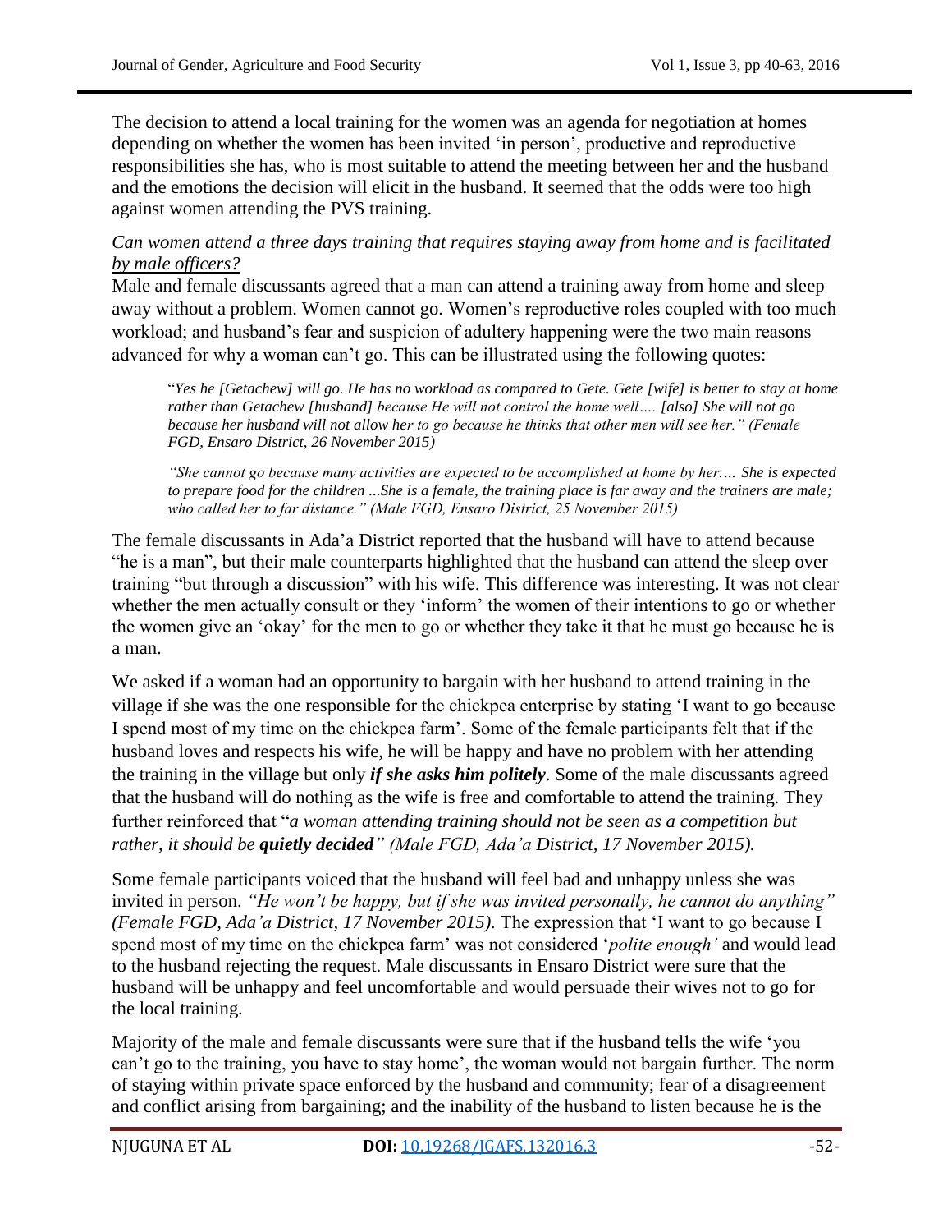The decision to attend a local training for the women was an agenda for negotiation at homes depending on whether the women has been invited 'in person', productive and reproductive responsibilities she has, who is most suitable to attend the meeting between her and the husband and the emotions the decision will elicit in the husband. It seemed that the odds were too high against women attending the PVS training.

*Can women attend a three days training that requires staying away from home and is facilitated by male officers?*

Male and female discussants agreed that a man can attend a training away from home and sleep away without a problem. Women cannot go. Women's reproductive roles coupled with too much workload; and husband's fear and suspicion of adultery happening were the two main reasons advanced for why a woman can't go. This can be illustrated using the following quotes:

> "*Yes he [Getachew] will go. He has no workload as compared to Gete. Gete [wife] is better to stay at home rather than Getachew [husband] because He will not control the home well…. [also] She will not go because her husband will not allow her to go because he thinks that other men will see her." (Female FGD, Ensaro District, 26 November 2015)*

> *"She cannot go because many activities are expected to be accomplished at home by her…. She is expected to prepare food for the children ...She is a female, the training place is far away and the trainers are male; who called her to far distance." (Male FGD, Ensaro District, 25 November 2015)*

The female discussants in Ada'a District reported that the husband will have to attend because "he is a man", but their male counterparts highlighted that the husband can attend the sleep over training "but through a discussion" with his wife. This difference was interesting. It was not clear whether the men actually consult or they 'inform' the women of their intentions to go or whether the women give an 'okay' for the men to go or whether they take it that he must go because he is a man.

We asked if a woman had an opportunity to bargain with her husband to attend training in the village if she was the one responsible for the chickpea enterprise by stating 'I want to go because I spend most of my time on the chickpea farm'. Some of the female participants felt that if the husband loves and respects his wife, he will be happy and have no problem with her attending the training in the village but only ***if she asks him politely***. Some of the male discussants agreed that the husband will do nothing as the wife is free and comfortable to attend the training. They further reinforced that "*a woman attending training should not be seen as a competition but rather, it should be **quietly decided**" (Male FGD, Ada'a District, 17 November 2015).*

Some female participants voiced that the husband will feel bad and unhappy unless she was invited in person. *"He won't be happy, but if she was invited personally, he cannot do anything" (Female FGD, Ada'a District, 17 November 2015).* The expression that 'I want to go because I spend most of my time on the chickpea farm' was not considered '*polite enough'* and would lead to the husband rejecting the request. Male discussants in Ensaro District were sure that the husband will be unhappy and feel uncomfortable and would persuade their wives not to go for the local training.

Majority of the male and female discussants were sure that if the husband tells the wife 'you can't go to the training, you have to stay home', the woman would not bargain further. The norm of staying within private space enforced by the husband and community; fear of a disagreement and conflict arising from bargaining; and the inability of the husband to listen because he is the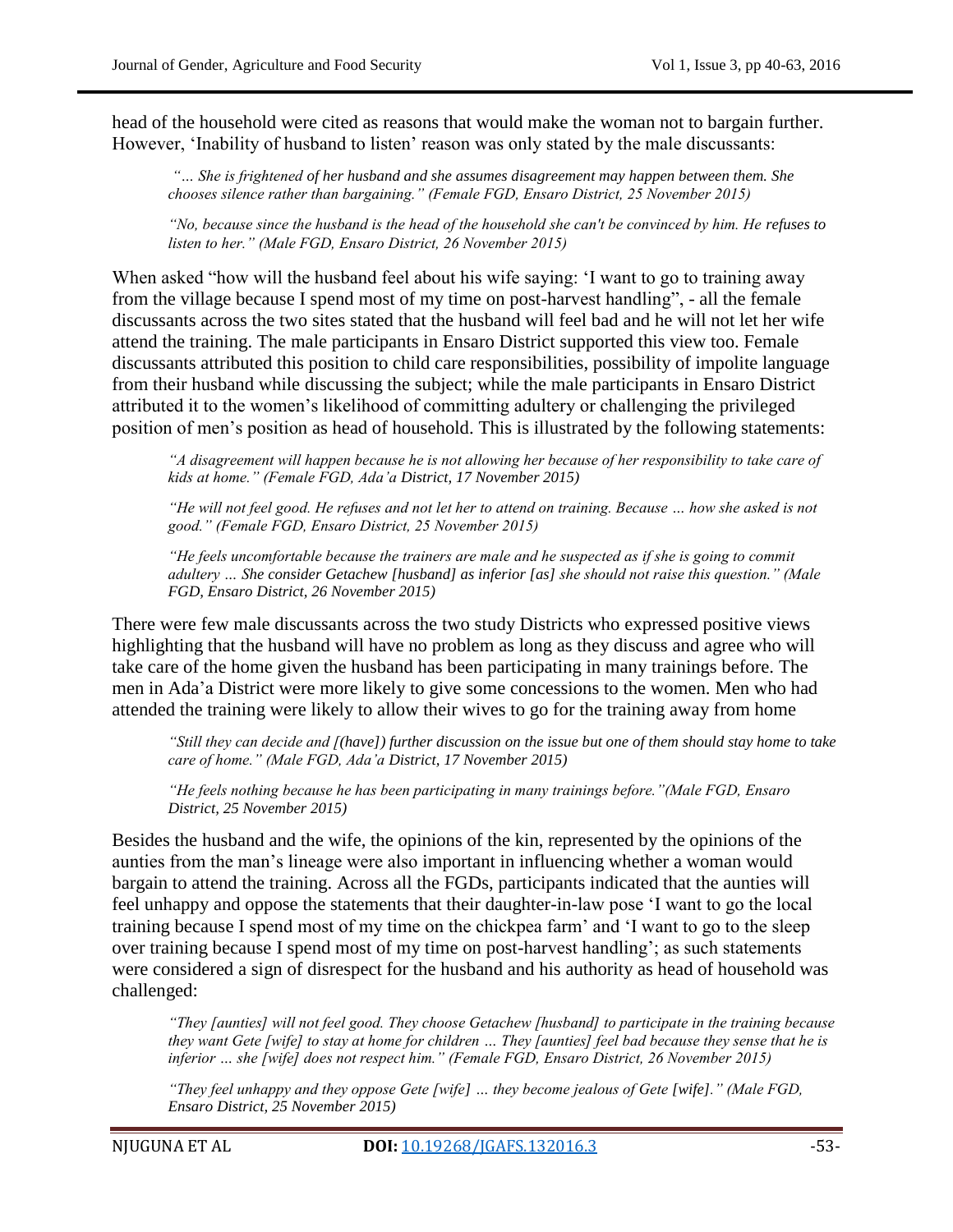head of the household were cited as reasons that would make the woman not to bargain further. However, 'Inability of husband to listen' reason was only stated by the male discussants:

> *"… She is frightened of her husband and she assumes disagreement may happen between them. She chooses silence rather than bargaining." (Female FGD, Ensaro District, 25 November 2015)*

> *"No, because since the husband is the head of the household she can't be convinced by him. He refuses to listen to her." (Male FGD, Ensaro District, 26 November 2015)*

When asked "how will the husband feel about his wife saying: 'I want to go to training away from the village because I spend most of my time on post-harvest handling", - all the female discussants across the two sites stated that the husband will feel bad and he will not let her wife attend the training. The male participants in Ensaro District supported this view too. Female discussants attributed this position to child care responsibilities, possibility of impolite language from their husband while discussing the subject; while the male participants in Ensaro District attributed it to the women's likelihood of committing adultery or challenging the privileged position of men's position as head of household. This is illustrated by the following statements:

> *"A disagreement will happen because he is not allowing her because of her responsibility to take care of kids at home." (Female FGD, Ada'a District, 17 November 2015)*

> *"He will not feel good. He refuses and not let her to attend on training. Because … how she asked is not good." (Female FGD, Ensaro District, 25 November 2015)*

> *"He feels uncomfortable because the trainers are male and he suspected as if she is going to commit adultery … She consider Getachew [husband] as inferior [as] she should not raise this question." (Male FGD, Ensaro District, 26 November 2015)*

There were few male discussants across the two study Districts who expressed positive views highlighting that the husband will have no problem as long as they discuss and agree who will take care of the home given the husband has been participating in many trainings before. The men in Ada'a District were more likely to give some concessions to the women. Men who had attended the training were likely to allow their wives to go for the training away from home

> *"Still they can decide and [(have]) further discussion on the issue but one of them should stay home to take care of home." (Male FGD, Ada'a District, 17 November 2015)*

> *"He feels nothing because he has been participating in many trainings before."(Male FGD, Ensaro District, 25 November 2015)*

Besides the husband and the wife, the opinions of the kin, represented by the opinions of the aunties from the man's lineage were also important in influencing whether a woman would bargain to attend the training. Across all the FGDs, participants indicated that the aunties will feel unhappy and oppose the statements that their daughter-in-law pose 'I want to go the local training because I spend most of my time on the chickpea farm' and 'I want to go to the sleep over training because I spend most of my time on post-harvest handling'; as such statements were considered a sign of disrespect for the husband and his authority as head of household was challenged:

> *"They [aunties] will not feel good. They choose Getachew [husband] to participate in the training because they want Gete [wife] to stay at home for children … They [aunties] feel bad because they sense that he is inferior … she [wife] does not respect him." (Female FGD, Ensaro District, 26 November 2015)*

> *"They feel unhappy and they oppose Gete [wife] … they become jealous of Gete [wife]." (Male FGD, Ensaro District, 25 November 2015)*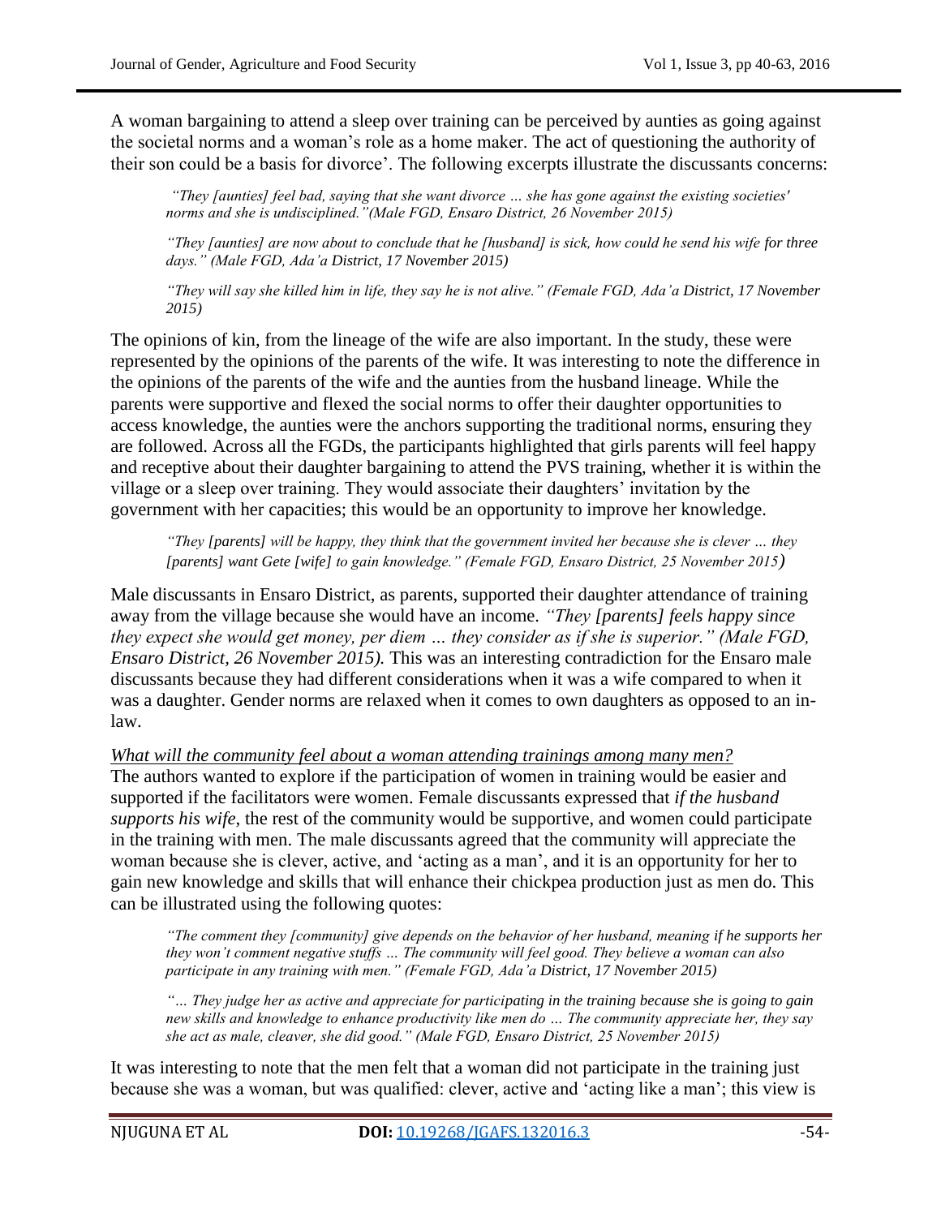A woman bargaining to attend a sleep over training can be perceived by aunties as going against the societal norms and a woman's role as a home maker. The act of questioning the authority of their son could be a basis for divorce'. The following excerpts illustrate the discussants concerns:

> *"They [aunties] feel bad, saying that she want divorce … she has gone against the existing societies' norms and she is undisciplined."(Male FGD, Ensaro District, 26 November 2015)*
>
> *"They [aunties] are now about to conclude that he [husband] is sick, how could he send his wife for three days." (Male FGD, Ada'a District, 17 November 2015)*
>
> *"They will say she killed him in life, they say he is not alive." (Female FGD, Ada'a District, 17 November 2015)*

The opinions of kin, from the lineage of the wife are also important. In the study, these were represented by the opinions of the parents of the wife. It was interesting to note the difference in the opinions of the parents of the wife and the aunties from the husband lineage. While the parents were supportive and flexed the social norms to offer their daughter opportunities to access knowledge, the aunties were the anchors supporting the traditional norms, ensuring they are followed. Across all the FGDs, the participants highlighted that girls parents will feel happy and receptive about their daughter bargaining to attend the PVS training, whether it is within the village or a sleep over training. They would associate their daughters' invitation by the government with her capacities; this would be an opportunity to improve her knowledge.

> *"They [parents] will be happy, they think that the government invited her because she is clever … they [parents] want Gete [wife] to gain knowledge." (Female FGD, Ensaro District, 25 November 2015)*

Male discussants in Ensaro District, as parents, supported their daughter attendance of training away from the village because she would have an income. *"They [parents] feels happy since they expect she would get money, per diem … they consider as if she is superior." (Male FGD, Ensaro District, 26 November 2015).* This was an interesting contradiction for the Ensaro male discussants because they had different considerations when it was a wife compared to when it was a daughter. Gender norms are relaxed when it comes to own daughters as opposed to an in-law.

*<u>What will the community feel about a woman attending trainings among many men?</u>*

The authors wanted to explore if the participation of women in training would be easier and supported if the facilitators were women. Female discussants expressed that *if the husband supports his wife*, the rest of the community would be supportive, and women could participate in the training with men. The male discussants agreed that the community will appreciate the woman because she is clever, active, and 'acting as a man', and it is an opportunity for her to gain new knowledge and skills that will enhance their chickpea production just as men do. This can be illustrated using the following quotes:

> *"The comment they [community] give depends on the behavior of her husband, meaning if he supports her they won't comment negative stuffs … The community will feel good. They believe a woman can also participate in any training with men." (Female FGD, Ada'a District, 17 November 2015)*
>
> *"… They judge her as active and appreciate for participating in the training because she is going to gain new skills and knowledge to enhance productivity like men do … The community appreciate her, they say she act as male, cleaver, she did good." (Male FGD, Ensaro District, 25 November 2015)*

It was interesting to note that the men felt that a woman did not participate in the training just because she was a woman, but was qualified: clever, active and 'acting like a man'; this view is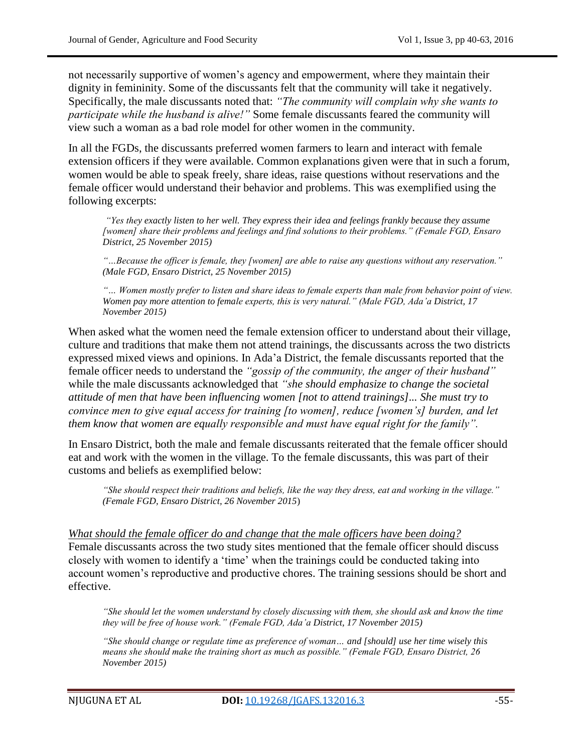not necessarily supportive of women's agency and empowerment, where they maintain their dignity in femininity. Some of the discussants felt that the community will take it negatively. Specifically, the male discussants noted that: *"The community will complain why she wants to participate while the husband is alive!"* Some female discussants feared the community will view such a woman as a bad role model for other women in the community.

In all the FGDs, the discussants preferred women farmers to learn and interact with female extension officers if they were available. Common explanations given were that in such a forum, women would be able to speak freely, share ideas, raise questions without reservations and the female officer would understand their behavior and problems. This was exemplified using the following excerpts:

> *"Yes they exactly listen to her well. They express their idea and feelings frankly because they assume [women] share their problems and feelings and find solutions to their problems." (Female FGD, Ensaro District, 25 November 2015)*
>
> *"…Because the officer is female, they [women] are able to raise any questions without any reservation." (Male FGD, Ensaro District, 25 November 2015)*
>
> *"… Women mostly prefer to listen and share ideas to female experts than male from behavior point of view. Women pay more attention to female experts, this is very natural." (Male FGD, Ada'a District, 17 November 2015)*

When asked what the women need the female extension officer to understand about their village, culture and traditions that make them not attend trainings, the discussants across the two districts expressed mixed views and opinions. In Ada'a District, the female discussants reported that the female officer needs to understand the *"gossip of the community, the anger of their husband"* while the male discussants acknowledged that *"she should emphasize to change the societal attitude of men that have been influencing women [not to attend trainings]... She must try to convince men to give equal access for training [to women], reduce [women's] burden, and let them know that women are equally responsible and must have equal right for the family".*

In Ensaro District, both the male and female discussants reiterated that the female officer should eat and work with the women in the village. To the female discussants, this was part of their customs and beliefs as exemplified below:

> *"She should respect their traditions and beliefs, like the way they dress, eat and working in the village." (Female FGD, Ensaro District, 26 November 2015)*

*<u>What should the female officer do and change that the male officers have been doing?</u>*

Female discussants across the two study sites mentioned that the female officer should discuss closely with women to identify a 'time' when the trainings could be conducted taking into account women's reproductive and productive chores. The training sessions should be short and effective.

> *"She should let the women understand by closely discussing with them, she should ask and know the time they will be free of house work." (Female FGD, Ada'a District, 17 November 2015)*
>
> *"She should change or regulate time as preference of woman… and [should] use her time wisely this means she should make the training short as much as possible." (Female FGD, Ensaro District, 26 November 2015)*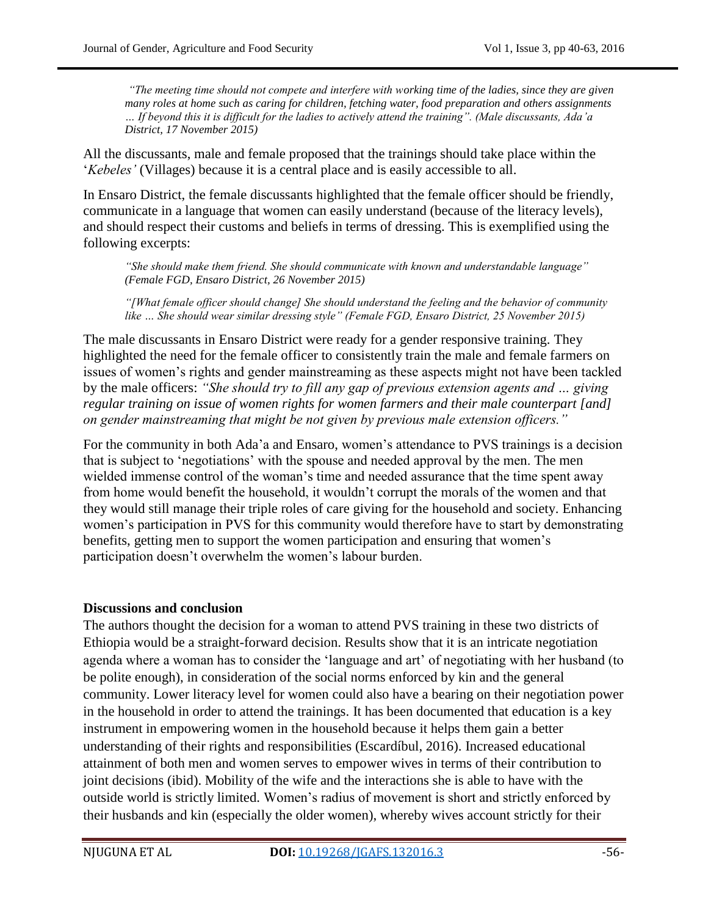> *"The meeting time should not compete and interfere with working time of the ladies, since they are given many roles at home such as caring for children, fetching water, food preparation and others assignments … If beyond this it is difficult for the ladies to actively attend the training". (Male discussants, Ada'a District, 17 November 2015)*

All the discussants, male and female proposed that the trainings should take place within the '*Kebeles'* (Villages) because it is a central place and is easily accessible to all.

In Ensaro District, the female discussants highlighted that the female officer should be friendly, communicate in a language that women can easily understand (because of the literacy levels), and should respect their customs and beliefs in terms of dressing. This is exemplified using the following excerpts:

> *"She should make them friend. She should communicate with known and understandable language" (Female FGD, Ensaro District, 26 November 2015)*
>
> *"[What female officer should change] She should understand the feeling and the behavior of community like … She should wear similar dressing style" (Female FGD, Ensaro District, 25 November 2015)*

The male discussants in Ensaro District were ready for a gender responsive training. They highlighted the need for the female officer to consistently train the male and female farmers on issues of women's rights and gender mainstreaming as these aspects might not have been tackled by the male officers: *"She should try to fill any gap of previous extension agents and … giving regular training on issue of women rights for women farmers and their male counterpart [and] on gender mainstreaming that might be not given by previous male extension officers."*

For the community in both Ada'a and Ensaro, women's attendance to PVS trainings is a decision that is subject to 'negotiations' with the spouse and needed approval by the men. The men wielded immense control of the woman's time and needed assurance that the time spent away from home would benefit the household, it wouldn't corrupt the morals of the women and that they would still manage their triple roles of care giving for the household and society. Enhancing women's participation in PVS for this community would therefore have to start by demonstrating benefits, getting men to support the women participation and ensuring that women's participation doesn't overwhelm the women's labour burden.

## Discussions and conclusion

The authors thought the decision for a woman to attend PVS training in these two districts of Ethiopia would be a straight-forward decision. Results show that it is an intricate negotiation agenda where a woman has to consider the 'language and art' of negotiating with her husband (to be polite enough), in consideration of the social norms enforced by kin and the general community. Lower literacy level for women could also have a bearing on their negotiation power in the household in order to attend the trainings. It has been documented that education is a key instrument in empowering women in the household because it helps them gain a better understanding of their rights and responsibilities (Escardíbul, 2016). Increased educational attainment of both men and women serves to empower wives in terms of their contribution to joint decisions (ibid). Mobility of the wife and the interactions she is able to have with the outside world is strictly limited. Women's radius of movement is short and strictly enforced by their husbands and kin (especially the older women), whereby wives account strictly for their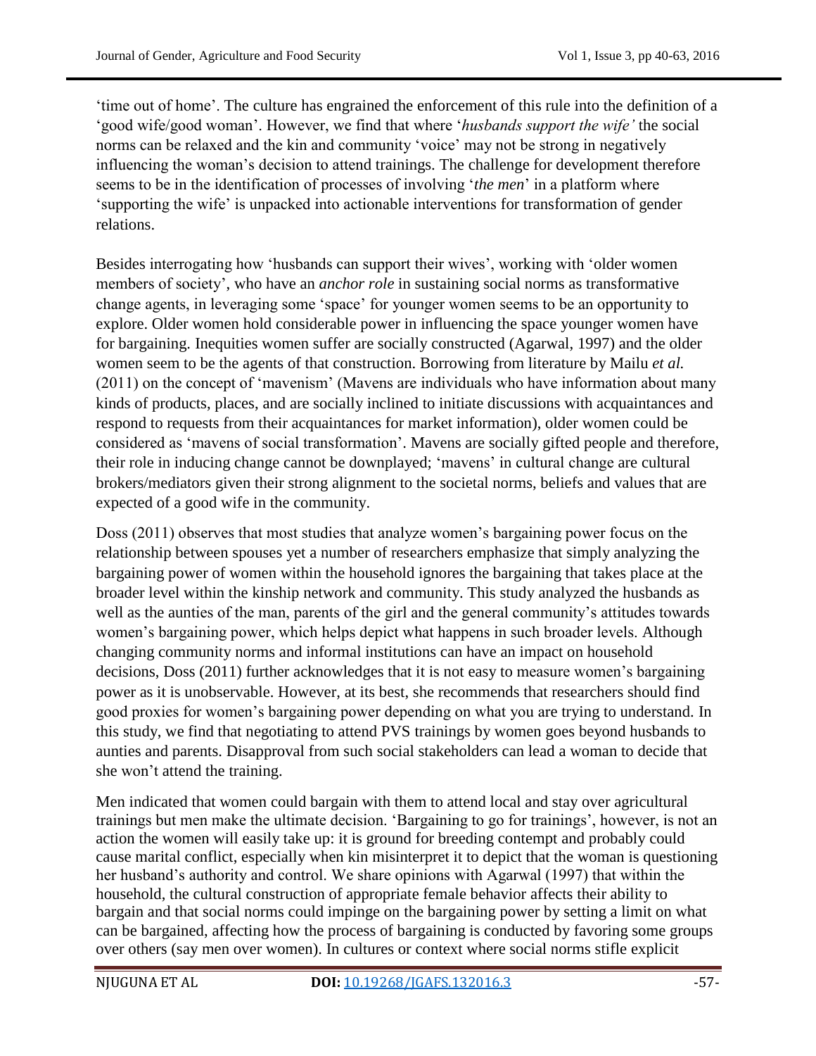'time out of home'. The culture has engrained the enforcement of this rule into the definition of a 'good wife/good woman'. However, we find that where '*husbands support the wife'* the social norms can be relaxed and the kin and community 'voice' may not be strong in negatively influencing the woman's decision to attend trainings. The challenge for development therefore seems to be in the identification of processes of involving '*the men*' in a platform where 'supporting the wife' is unpacked into actionable interventions for transformation of gender relations.

Besides interrogating how 'husbands can support their wives', working with 'older women members of society', who have an *anchor role* in sustaining social norms as transformative change agents, in leveraging some 'space' for younger women seems to be an opportunity to explore. Older women hold considerable power in influencing the space younger women have for bargaining. Inequities women suffer are socially constructed (Agarwal, 1997) and the older women seem to be the agents of that construction. Borrowing from literature by Mailu *et al.* (2011) on the concept of 'mavenism' (Mavens are individuals who have information about many kinds of products, places, and are socially inclined to initiate discussions with acquaintances and respond to requests from their acquaintances for market information), older women could be considered as 'mavens of social transformation'. Mavens are socially gifted people and therefore, their role in inducing change cannot be downplayed; 'mavens' in cultural change are cultural brokers/mediators given their strong alignment to the societal norms, beliefs and values that are expected of a good wife in the community.

Doss (2011) observes that most studies that analyze women's bargaining power focus on the relationship between spouses yet a number of researchers emphasize that simply analyzing the bargaining power of women within the household ignores the bargaining that takes place at the broader level within the kinship network and community. This study analyzed the husbands as well as the aunties of the man, parents of the girl and the general community's attitudes towards women's bargaining power, which helps depict what happens in such broader levels. Although changing community norms and informal institutions can have an impact on household decisions, Doss (2011) further acknowledges that it is not easy to measure women's bargaining power as it is unobservable. However, at its best, she recommends that researchers should find good proxies for women's bargaining power depending on what you are trying to understand. In this study, we find that negotiating to attend PVS trainings by women goes beyond husbands to aunties and parents. Disapproval from such social stakeholders can lead a woman to decide that she won't attend the training.

Men indicated that women could bargain with them to attend local and stay over agricultural trainings but men make the ultimate decision. 'Bargaining to go for trainings', however, is not an action the women will easily take up: it is ground for breeding contempt and probably could cause marital conflict, especially when kin misinterpret it to depict that the woman is questioning her husband's authority and control. We share opinions with Agarwal (1997) that within the household, the cultural construction of appropriate female behavior affects their ability to bargain and that social norms could impinge on the bargaining power by setting a limit on what can be bargained, affecting how the process of bargaining is conducted by favoring some groups over others (say men over women). In cultures or context where social norms stifle explicit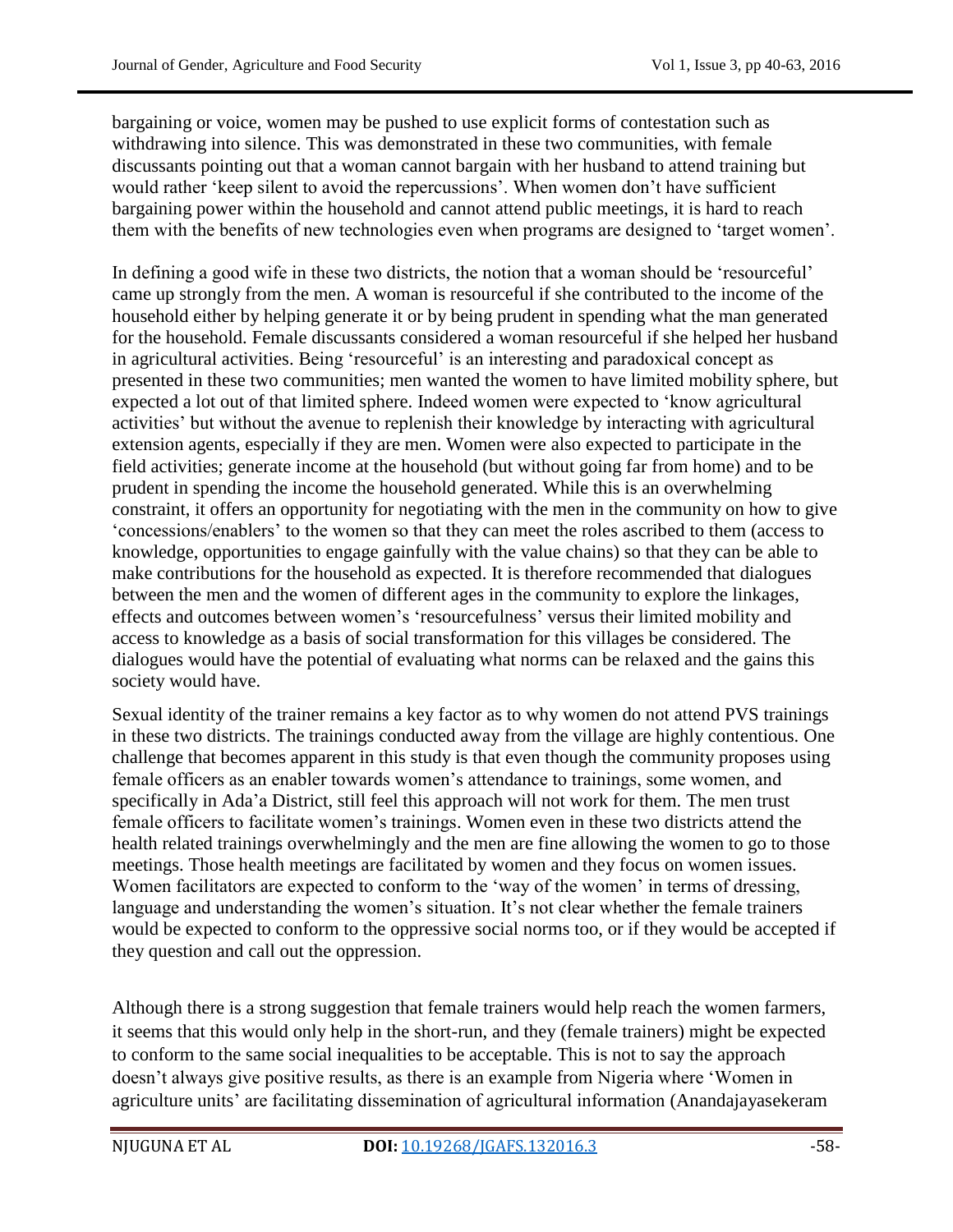bargaining or voice, women may be pushed to use explicit forms of contestation such as withdrawing into silence. This was demonstrated in these two communities, with female discussants pointing out that a woman cannot bargain with her husband to attend training but would rather 'keep silent to avoid the repercussions'. When women don't have sufficient bargaining power within the household and cannot attend public meetings, it is hard to reach them with the benefits of new technologies even when programs are designed to 'target women'.

In defining a good wife in these two districts, the notion that a woman should be 'resourceful' came up strongly from the men. A woman is resourceful if she contributed to the income of the household either by helping generate it or by being prudent in spending what the man generated for the household. Female discussants considered a woman resourceful if she helped her husband in agricultural activities. Being 'resourceful' is an interesting and paradoxical concept as presented in these two communities; men wanted the women to have limited mobility sphere, but expected a lot out of that limited sphere. Indeed women were expected to 'know agricultural activities' but without the avenue to replenish their knowledge by interacting with agricultural extension agents, especially if they are men. Women were also expected to participate in the field activities; generate income at the household (but without going far from home) and to be prudent in spending the income the household generated. While this is an overwhelming constraint, it offers an opportunity for negotiating with the men in the community on how to give 'concessions/enablers' to the women so that they can meet the roles ascribed to them (access to knowledge, opportunities to engage gainfully with the value chains) so that they can be able to make contributions for the household as expected. It is therefore recommended that dialogues between the men and the women of different ages in the community to explore the linkages, effects and outcomes between women's 'resourcefulness' versus their limited mobility and access to knowledge as a basis of social transformation for this villages be considered. The dialogues would have the potential of evaluating what norms can be relaxed and the gains this society would have.

Sexual identity of the trainer remains a key factor as to why women do not attend PVS trainings in these two districts. The trainings conducted away from the village are highly contentious. One challenge that becomes apparent in this study is that even though the community proposes using female officers as an enabler towards women's attendance to trainings, some women, and specifically in Ada'a District, still feel this approach will not work for them. The men trust female officers to facilitate women's trainings. Women even in these two districts attend the health related trainings overwhelmingly and the men are fine allowing the women to go to those meetings. Those health meetings are facilitated by women and they focus on women issues. Women facilitators are expected to conform to the 'way of the women' in terms of dressing, language and understanding the women's situation. It's not clear whether the female trainers would be expected to conform to the oppressive social norms too, or if they would be accepted if they question and call out the oppression.

Although there is a strong suggestion that female trainers would help reach the women farmers, it seems that this would only help in the short-run, and they (female trainers) might be expected to conform to the same social inequalities to be acceptable. This is not to say the approach doesn't always give positive results, as there is an example from Nigeria where 'Women in agriculture units' are facilitating dissemination of agricultural information (Anandajayasekeram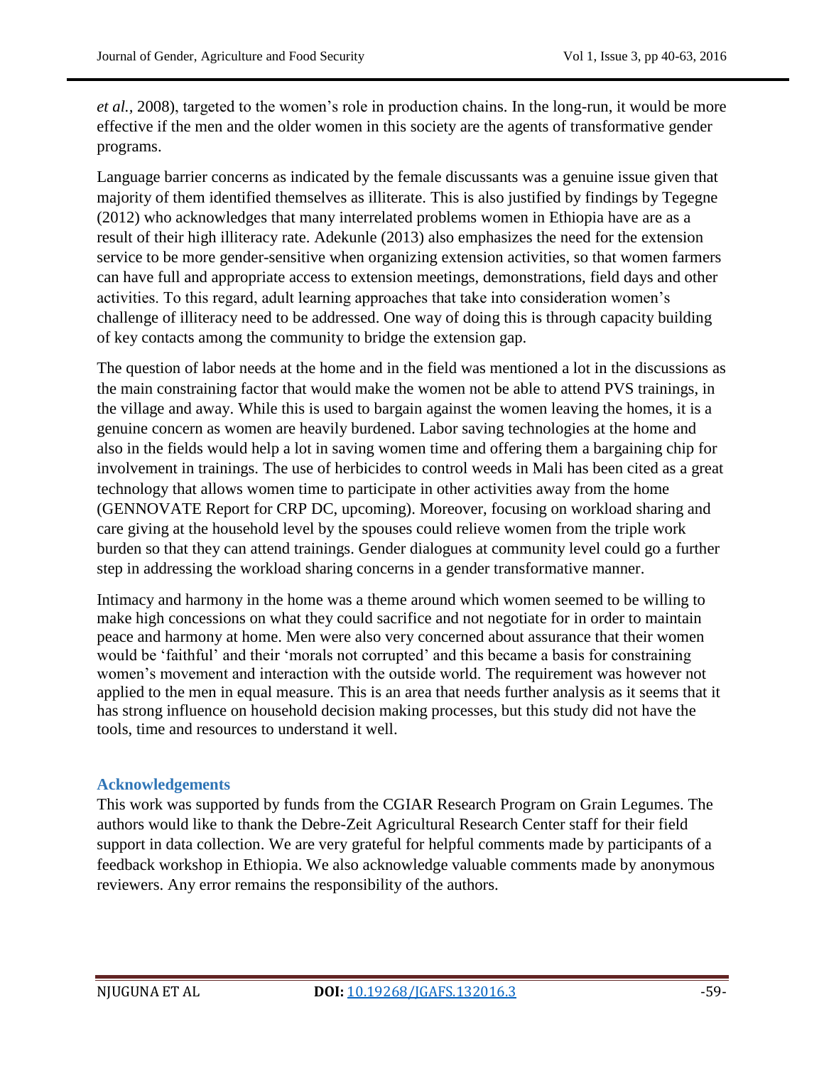*et al.*, 2008), targeted to the women's role in production chains. In the long-run, it would be more effective if the men and the older women in this society are the agents of transformative gender programs.

Language barrier concerns as indicated by the female discussants was a genuine issue given that majority of them identified themselves as illiterate. This is also justified by findings by Tegegne (2012) who acknowledges that many interrelated problems women in Ethiopia have are as a result of their high illiteracy rate. Adekunle (2013) also emphasizes the need for the extension service to be more gender-sensitive when organizing extension activities, so that women farmers can have full and appropriate access to extension meetings, demonstrations, field days and other activities. To this regard, adult learning approaches that take into consideration women's challenge of illiteracy need to be addressed. One way of doing this is through capacity building of key contacts among the community to bridge the extension gap.

The question of labor needs at the home and in the field was mentioned a lot in the discussions as the main constraining factor that would make the women not be able to attend PVS trainings, in the village and away. While this is used to bargain against the women leaving the homes, it is a genuine concern as women are heavily burdened. Labor saving technologies at the home and also in the fields would help a lot in saving women time and offering them a bargaining chip for involvement in trainings. The use of herbicides to control weeds in Mali has been cited as a great technology that allows women time to participate in other activities away from the home (GENNOVATE Report for CRP DC, upcoming). Moreover, focusing on workload sharing and care giving at the household level by the spouses could relieve women from the triple work burden so that they can attend trainings. Gender dialogues at community level could go a further step in addressing the workload sharing concerns in a gender transformative manner.

Intimacy and harmony in the home was a theme around which women seemed to be willing to make high concessions on what they could sacrifice and not negotiate for in order to maintain peace and harmony at home. Men were also very concerned about assurance that their women would be 'faithful' and their 'morals not corrupted' and this became a basis for constraining women's movement and interaction with the outside world. The requirement was however not applied to the men in equal measure. This is an area that needs further analysis as it seems that it has strong influence on household decision making processes, but this study did not have the tools, time and resources to understand it well.

## Acknowledgements

This work was supported by funds from the CGIAR Research Program on Grain Legumes. The authors would like to thank the Debre-Zeit Agricultural Research Center staff for their field support in data collection. We are very grateful for helpful comments made by participants of a feedback workshop in Ethiopia. We also acknowledge valuable comments made by anonymous reviewers. Any error remains the responsibility of the authors.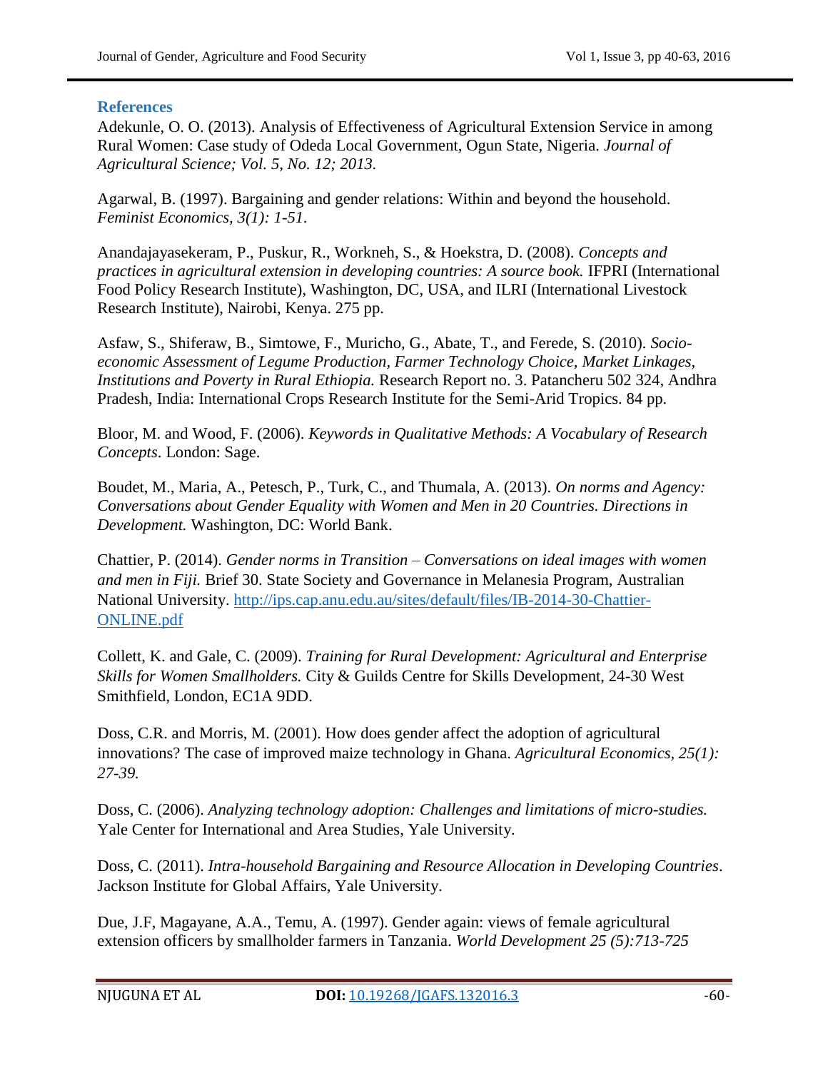## References

Adekunle, O. O. (2013). Analysis of Effectiveness of Agricultural Extension Service in among Rural Women: Case study of Odeda Local Government, Ogun State, Nigeria. *Journal of Agricultural Science; Vol. 5, No. 12; 2013.*

Agarwal, B. (1997). Bargaining and gender relations: Within and beyond the household. *Feminist Economics, 3(1): 1-51.*

Anandajayasekeram, P., Puskur, R., Workneh, S., & Hoekstra, D. (2008). *Concepts and practices in agricultural extension in developing countries: A source book.* IFPRI (International Food Policy Research Institute), Washington, DC, USA, and ILRI (International Livestock Research Institute), Nairobi, Kenya. 275 pp.

Asfaw, S., Shiferaw, B., Simtowe, F., Muricho, G., Abate, T., and Ferede, S. (2010). *Socio-economic Assessment of Legume Production, Farmer Technology Choice, Market Linkages, Institutions and Poverty in Rural Ethiopia.* Research Report no. 3. Patancheru 502 324, Andhra Pradesh, India: International Crops Research Institute for the Semi-Arid Tropics. 84 pp.

Bloor, M. and Wood, F. (2006). *Keywords in Qualitative Methods: A Vocabulary of Research Concepts*. London: Sage.

Boudet, M., Maria, A., Petesch, P., Turk, C., and Thumala, A. (2013). *On norms and Agency: Conversations about Gender Equality with Women and Men in 20 Countries. Directions in Development.* Washington, DC: World Bank.

Chattier, P. (2014). *Gender norms in Transition – Conversations on ideal images with women and men in Fiji.* Brief 30. State Society and Governance in Melanesia Program, Australian National University. http://ips.cap.anu.edu.au/sites/default/files/IB-2014-30-Chattier-ONLINE.pdf

Collett, K. and Gale, C. (2009). *Training for Rural Development: Agricultural and Enterprise Skills for Women Smallholders.* City & Guilds Centre for Skills Development, 24-30 West Smithfield, London, EC1A 9DD.

Doss, C.R. and Morris, M. (2001). How does gender affect the adoption of agricultural innovations? The case of improved maize technology in Ghana. *Agricultural Economics, 25(1): 27-39.*

Doss, C. (2006). *Analyzing technology adoption: Challenges and limitations of micro-studies.* Yale Center for International and Area Studies, Yale University.

Doss, C. (2011). *Intra-household Bargaining and Resource Allocation in Developing Countries*. Jackson Institute for Global Affairs, Yale University.

Due, J.F, Magayane, A.A., Temu, A. (1997). Gender again: views of female agricultural extension officers by smallholder farmers in Tanzania. *World Development 25 (5):713-725*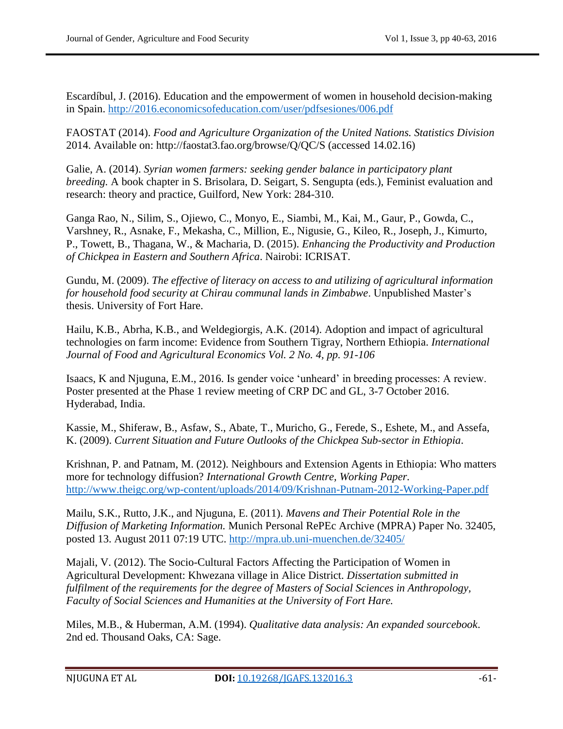Escardíbul, J. (2016). Education and the empowerment of women in household decision-making in Spain. http://2016.economicsofeducation.com/user/pdfsesiones/006.pdf

FAOSTAT (2014). *Food and Agriculture Organization of the United Nations. Statistics Division* 2014. Available on: http://faostat3.fao.org/browse/Q/QC/S (accessed 14.02.16)

Galie, A. (2014). *Syrian women farmers: seeking gender balance in participatory plant breeding.* A book chapter in S. Brisolara, D. Seigart, S. Sengupta (eds.), Feminist evaluation and research: theory and practice, Guilford, New York: 284-310.

Ganga Rao, N., Silim, S., Ojiewo, C., Monyo, E., Siambi, M., Kai, M., Gaur, P., Gowda, C., Varshney, R., Asnake, F., Mekasha, C., Million, E., Nigusie, G., Kileo, R., Joseph, J., Kimurto, P., Towett, B., Thagana, W., & Macharia, D. (2015). *Enhancing the Productivity and Production of Chickpea in Eastern and Southern Africa*. Nairobi: ICRISAT.

Gundu, M. (2009). *The effective of literacy on access to and utilizing of agricultural information for household food security at Chirau communal lands in Zimbabwe*. Unpublished Master's thesis. University of Fort Hare.

Hailu, K.B., Abrha, K.B., and Weldegiorgis, A.K. (2014). Adoption and impact of agricultural technologies on farm income: Evidence from Southern Tigray, Northern Ethiopia. *International Journal of Food and Agricultural Economics Vol. 2 No. 4, pp. 91-106*

Isaacs, K and Njuguna, E.M., 2016. Is gender voice 'unheard' in breeding processes: A review. Poster presented at the Phase 1 review meeting of CRP DC and GL, 3-7 October 2016. Hyderabad, India.

Kassie, M., Shiferaw, B., Asfaw, S., Abate, T., Muricho, G., Ferede, S., Eshete, M., and Assefa, K. (2009). *Current Situation and Future Outlooks of the Chickpea Sub-sector in Ethiopia*.

Krishnan, P. and Patnam, M. (2012). Neighbours and Extension Agents in Ethiopia: Who matters more for technology diffusion? *International Growth Centre, Working Paper.* http://www.theigc.org/wp-content/uploads/2014/09/Krishnan-Putnam-2012-Working-Paper.pdf

Mailu, S.K., Rutto, J.K., and Njuguna, E. (2011). *Mavens and Their Potential Role in the Diffusion of Marketing Information.* Munich Personal RePEc Archive (MPRA) Paper No. 32405, posted 13. August 2011 07:19 UTC. http://mpra.ub.uni-muenchen.de/32405/

Majali, V. (2012). The Socio-Cultural Factors Affecting the Participation of Women in Agricultural Development: Khwezana village in Alice District. *Dissertation submitted in fulfilment of the requirements for the degree of Masters of Social Sciences in Anthropology, Faculty of Social Sciences and Humanities at the University of Fort Hare.*

Miles, M.B., & Huberman, A.M. (1994). *Qualitative data analysis: An expanded sourcebook*. 2nd ed. Thousand Oaks, CA: Sage.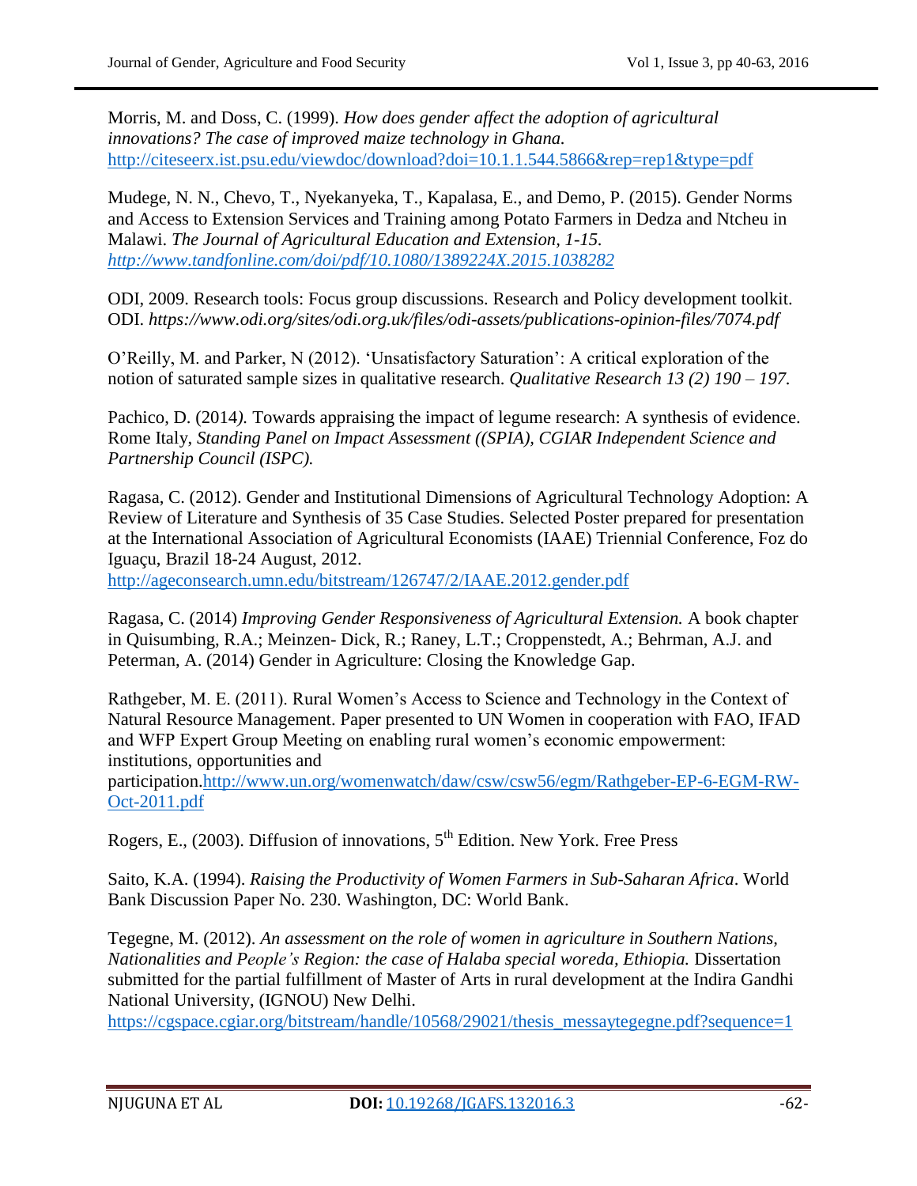Morris, M. and Doss, C. (1999). *How does gender affect the adoption of agricultural innovations? The case of improved maize technology in Ghana.* http://citeseerx.ist.psu.edu/viewdoc/download?doi=10.1.1.544.5866&rep=rep1&type=pdf

Mudege, N. N., Chevo, T., Nyekanyeka, T., Kapalasa, E., and Demo, P. (2015). Gender Norms and Access to Extension Services and Training among Potato Farmers in Dedza and Ntcheu in Malawi. *The Journal of Agricultural Education and Extension, 1-15. http://www.tandfonline.com/doi/pdf/10.1080/1389224X.2015.1038282*

ODI, 2009. Research tools: Focus group discussions. Research and Policy development toolkit. ODI. *https://www.odi.org/sites/odi.org.uk/files/odi-assets/publications-opinion-files/7074.pdf*

O'Reilly, M. and Parker, N (2012). 'Unsatisfactory Saturation': A critical exploration of the notion of saturated sample sizes in qualitative research. *Qualitative Research 13 (2) 190 – 197.*

Pachico, D. (2014*).* Towards appraising the impact of legume research: A synthesis of evidence. Rome Italy, *Standing Panel on Impact Assessment ((SPIA), CGIAR Independent Science and Partnership Council (ISPC).*

Ragasa, C. (2012). Gender and Institutional Dimensions of Agricultural Technology Adoption: A Review of Literature and Synthesis of 35 Case Studies. Selected Poster prepared for presentation at the International Association of Agricultural Economists (IAAE) Triennial Conference, Foz do Iguaçu, Brazil 18-24 August, 2012. http://ageconsearch.umn.edu/bitstream/126747/2/IAAE.2012.gender.pdf

Ragasa, C. (2014) *Improving Gender Responsiveness of Agricultural Extension.* A book chapter in Quisumbing, R.A.; Meinzen- Dick, R.; Raney, L.T.; Croppenstedt, A.; Behrman, A.J. and Peterman, A. (2014) Gender in Agriculture: Closing the Knowledge Gap.

Rathgeber, M. E. (2011). Rural Women's Access to Science and Technology in the Context of Natural Resource Management. Paper presented to UN Women in cooperation with FAO, IFAD and WFP Expert Group Meeting on enabling rural women's economic empowerment: institutions, opportunities and participation.http://www.un.org/womenwatch/daw/csw/csw56/egm/Rathgeber-EP-6-EGM-RW-Oct-2011.pdf

Rogers, E., (2003). Diffusion of innovations, 5th Edition. New York. Free Press

Saito, K.A. (1994). *Raising the Productivity of Women Farmers in Sub-Saharan Africa*. World Bank Discussion Paper No. 230. Washington, DC: World Bank.

Tegegne, M. (2012). *An assessment on the role of women in agriculture in Southern Nations, Nationalities and People's Region: the case of Halaba special woreda, Ethiopia.* Dissertation submitted for the partial fulfillment of Master of Arts in rural development at the Indira Gandhi National University, (IGNOU) New Delhi. https://cgspace.cgiar.org/bitstream/handle/10568/29021/thesis_messaytegegne.pdf?sequence=1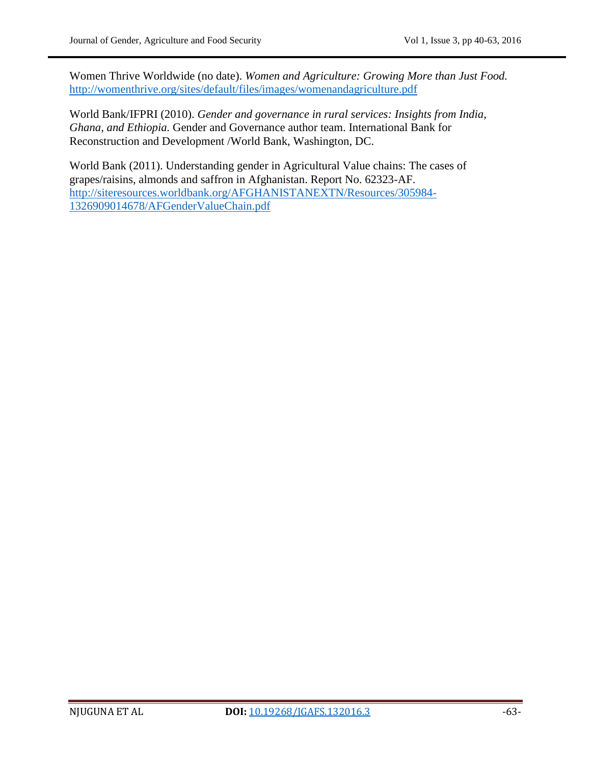Women Thrive Worldwide (no date). *Women and Agriculture: Growing More than Just Food.* http://womenthrive.org/sites/default/files/images/womenandagriculture.pdf

World Bank/IFPRI (2010). *Gender and governance in rural services: Insights from India, Ghana, and Ethiopia.* Gender and Governance author team. International Bank for Reconstruction and Development /World Bank, Washington, DC.

World Bank (2011). Understanding gender in Agricultural Value chains: The cases of grapes/raisins, almonds and saffron in Afghanistan. Report No. 62323-AF. http://siteresources.worldbank.org/AFGHANISTANEXTN/Resources/305984-1326909014678/AFGenderValueChain.pdf